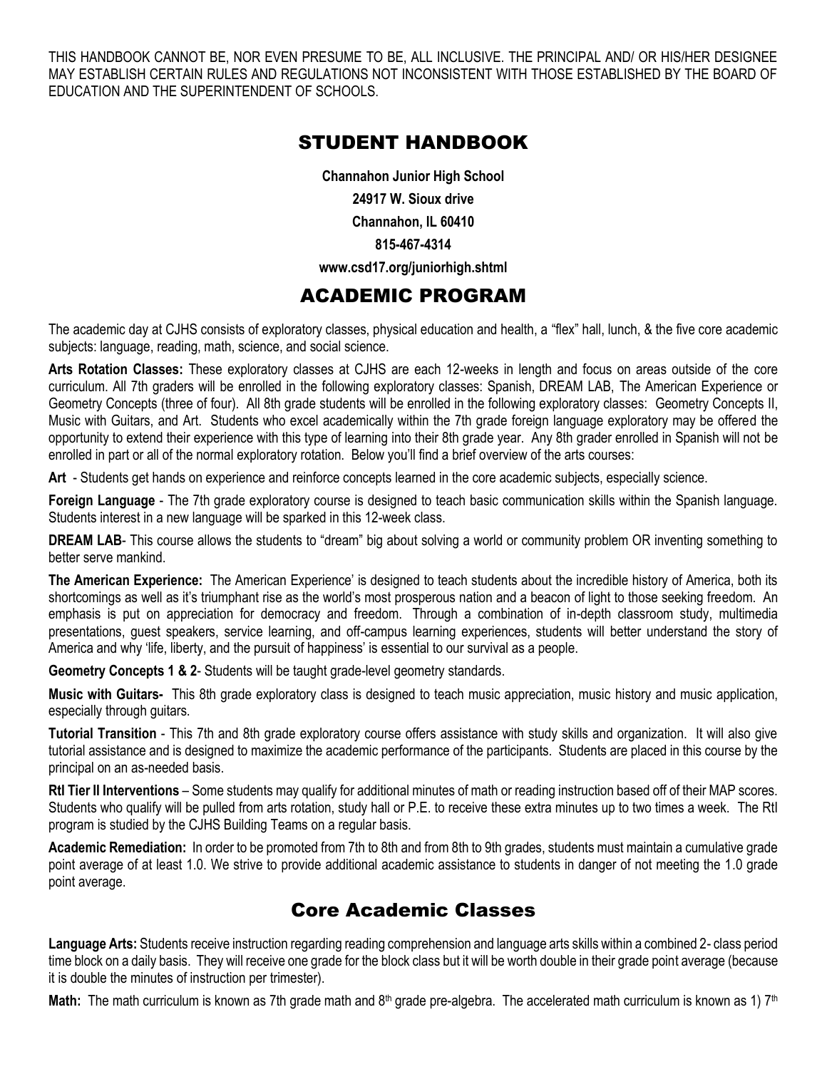THIS HANDBOOK CANNOT BE, NOR EVEN PRESUME TO BE, ALL INCLUSIVE. THE PRINCIPAL AND/ OR HIS/HER DESIGNEE MAY ESTABLISH CERTAIN RULES AND REGULATIONS NOT INCONSISTENT WITH THOSE ESTABLISHED BY THE BOARD OF EDUCATION AND THE SUPERINTENDENT OF SCHOOLS.

# STUDENT HANDBOOK

**Channahon Junior High School**

**24917 W. Sioux drive**

**Channahon, IL 60410**

**815-467-4314**

**www.csd17.org/juniorhigh.shtml**

# ACADEMIC PROGRAM

The academic day at CJHS consists of exploratory classes, physical education and health, a "flex" hall, lunch, & the five core academic subjects: language, reading, math, science, and social science.

**Arts Rotation Classes:** These exploratory classes at CJHS are each 12-weeks in length and focus on areas outside of the core curriculum. All 7th graders will be enrolled in the following exploratory classes: Spanish, DREAM LAB, The American Experience or Geometry Concepts (three of four). All 8th grade students will be enrolled in the following exploratory classes: Geometry Concepts II, Music with Guitars, and Art. Students who excel academically within the 7th grade foreign language exploratory may be offered the opportunity to extend their experience with this type of learning into their 8th grade year. Any 8th grader enrolled in Spanish will not be enrolled in part or all of the normal exploratory rotation. Below you'll find a brief overview of the arts courses:

**Art** - Students get hands on experience and reinforce concepts learned in the core academic subjects, especially science.

**Foreign Language** - The 7th grade exploratory course is designed to teach basic communication skills within the Spanish language. Students interest in a new language will be sparked in this 12-week class.

**DREAM LAB**- This course allows the students to "dream" big about solving a world or community problem OR inventing something to better serve mankind.

**The American Experience:** The American Experience' is designed to teach students about the incredible history of America, both its shortcomings as well as it's triumphant rise as the world's most prosperous nation and a beacon of light to those seeking freedom. An emphasis is put on appreciation for democracy and freedom. Through a combination of in-depth classroom study, multimedia presentations, guest speakers, service learning, and off-campus learning experiences, students will better understand the story of America and why 'life, liberty, and the pursuit of happiness' is essential to our survival as a people.

**Geometry Concepts 1 & 2**- Students will be taught grade-level geometry standards.

**Music with Guitars-** This 8th grade exploratory class is designed to teach music appreciation, music history and music application, especially through guitars.

**Tutorial Transition** - This 7th and 8th grade exploratory course offers assistance with study skills and organization. It will also give tutorial assistance and is designed to maximize the academic performance of the participants. Students are placed in this course by the principal on an as-needed basis.

**RtI Tier II Interventions** – Some students may qualify for additional minutes of math or reading instruction based off of their MAP scores. Students who qualify will be pulled from arts rotation, study hall or P.E. to receive these extra minutes up to two times a week. The RtI program is studied by the CJHS Building Teams on a regular basis.

**Academic Remediation:** In order to be promoted from 7th to 8th and from 8th to 9th grades, students must maintain a cumulative grade point average of at least 1.0. We strive to provide additional academic assistance to students in danger of not meeting the 1.0 grade point average.

# Core Academic Classes

**Language Arts:** Students receive instruction regarding reading comprehension and language arts skills within a combined 2- class period time block on a daily basis. They will receive one grade for the block class but it will be worth double in their grade point average (because it is double the minutes of instruction per trimester).

**Math:** The math curriculum is known as 7th grade math and 8th grade pre-algebra. The accelerated math curriculum is known as 1) 7th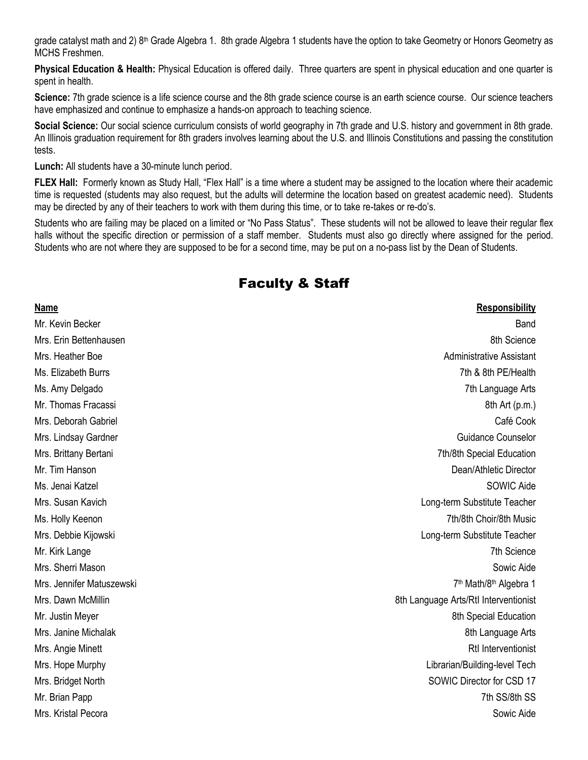grade catalyst math and 2) 8th Grade Algebra 1. 8th grade Algebra 1 students have the option to take Geometry or Honors Geometry as MCHS Freshmen.

**Physical Education & Health:** Physical Education is offered daily. Three quarters are spent in physical education and one quarter is spent in health.

**Science:** 7th grade science is a life science course and the 8th grade science course is an earth science course. Our science teachers have emphasized and continue to emphasize a hands-on approach to teaching science.

**Social Science:** Our social science curriculum consists of world geography in 7th grade and U.S. history and government in 8th grade. An Illinois graduation requirement for 8th graders involves learning about the U.S. and Illinois Constitutions and passing the constitution tests.

**Lunch:** All students have a 30-minute lunch period.

**FLEX Hall:** Formerly known as Study Hall, "Flex Hall" is a time where a student may be assigned to the location where their academic time is requested (students may also request, but the adults will determine the location based on greatest academic need). Students may be directed by any of their teachers to work with them during this time, or to take re-takes or re-do's.

Students who are failing may be placed on a limited or "No Pass Status". These students will not be allowed to leave their regular flex halls without the specific direction or permission of a staff member. Students must also go directly where assigned for the period. Students who are not where they are supposed to be for a second time, may be put on a no-pass list by the Dean of Students.

# Faculty & Staff

| Name | Responsibility |
| --- | --- |
| Mr. Kevin Becker | Band |
| Mrs. Erin Bettenhausen | 8th Science |
| Mrs. Heather Boe | Administrative Assistant |
| Ms. Elizabeth Burrs | 7th & 8th PE/Health |
| Ms. Amy Delgado | 7th Language Arts |
| Mr. Thomas Fracassi | 8th Art (p.m.) |
| Mrs. Deborah Gabriel | Café Cook |
| Mrs. Lindsay Gardner | Guidance Counselor |
| Mrs. Brittany Bertani | 7th/8th Special Education |
| Mr. Tim Hanson | Dean/Athletic Director |
| Ms. Jenai Katzel | SOWIC Aide |
| Mrs. Susan Kavich | Long-term Substitute Teacher |
| Ms. Holly Keenon | 7th/8th Choir/8th Music |
| Mrs. Debbie Kijowski | Long-term Substitute Teacher |
| Mr. Kirk Lange | 7th Science |
| Mrs. Sherri Mason | Sowic Aide |
| Mrs. Jennifer Matuszewski | 7th Math/8th Algebra 1 |
| Mrs. Dawn McMillin | 8th Language Arts/RtI Interventionist |
| Mr. Justin Meyer | 8th Special Education |
| Mrs. Janine Michalak | 8th Language Arts |
| Mrs. Angie Minett | RtI Interventionist |
| Mrs. Hope Murphy | Librarian/Building-level Tech |
| Mrs. Bridget North | SOWIC Director for CSD 17 |
| Mr. Brian Papp | 7th SS/8th SS |
| Mrs. Kristal Pecora | Sowic Aide |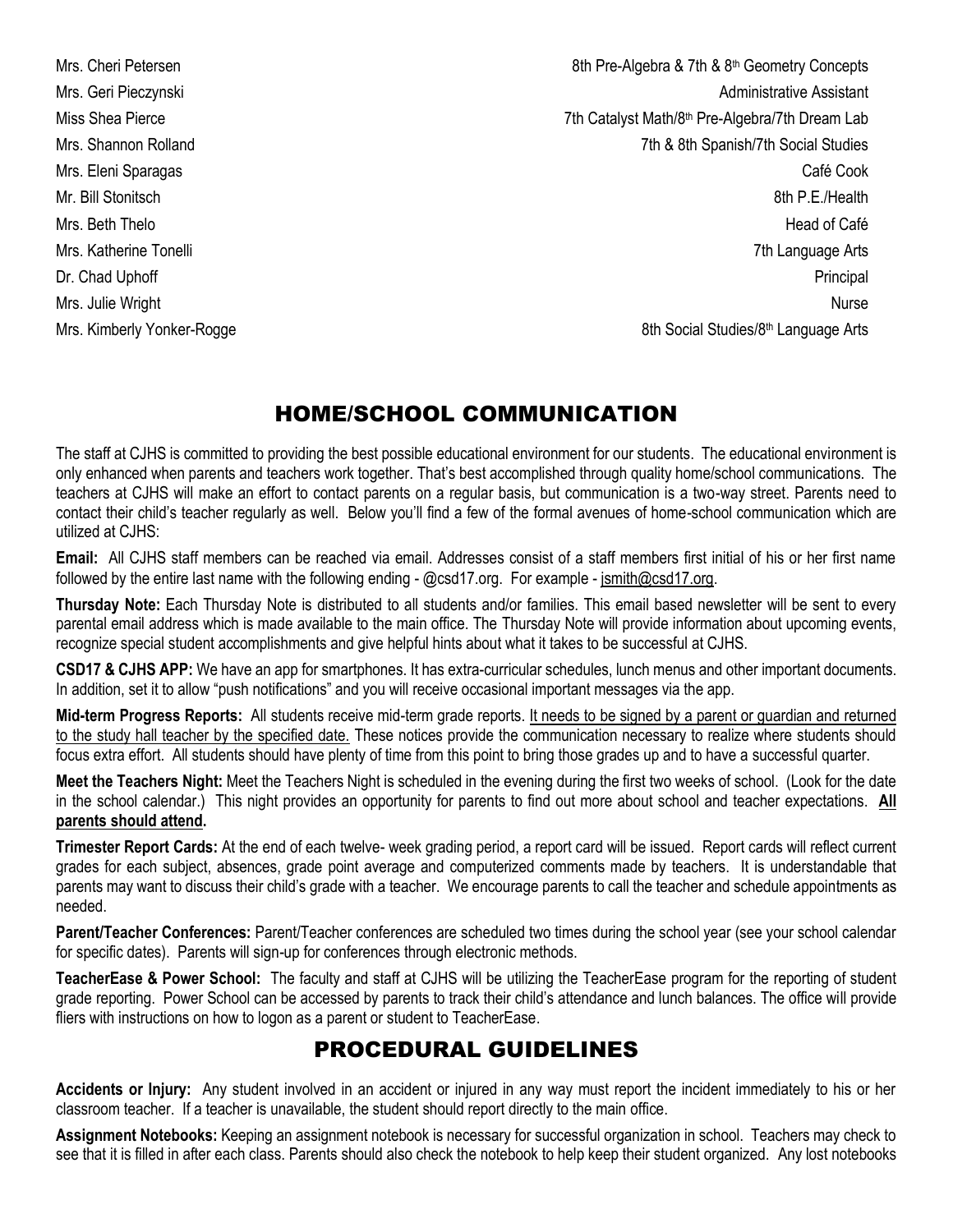| | |
|---|---|
| Mrs. Cheri Petersen | 8th Pre-Algebra & 7th & 8th Geometry Concepts |
| Mrs. Geri Pieczynski | Administrative Assistant |
| Miss Shea Pierce | 7th Catalyst Math/8th Pre-Algebra/7th Dream Lab |
| Mrs. Shannon Rolland | 7th & 8th Spanish/7th Social Studies |
| Mrs. Eleni Sparagas | Café Cook |
| Mr. Bill Stonitsch | 8th P.E./Health |
| Mrs. Beth Thelo | Head of Café |
| Mrs. Katherine Tonelli | 7th Language Arts |
| Dr. Chad Uphoff | Principal |
| Mrs. Julie Wright | Nurse |
| Mrs. Kimberly Yonker-Rogge | 8th Social Studies/8th Language Arts |

# HOME/SCHOOL COMMUNICATION

The staff at CJHS is committed to providing the best possible educational environment for our students. The educational environment is only enhanced when parents and teachers work together. That's best accomplished through quality home/school communications. The teachers at CJHS will make an effort to contact parents on a regular basis, but communication is a two-way street. Parents need to contact their child's teacher regularly as well. Below you'll find a few of the formal avenues of home-school communication which are utilized at CJHS:

**Email:** All CJHS staff members can be reached via email. Addresses consist of a staff members first initial of his or her first name followed by the entire last name with the following ending - @csd17.org. For example - jsmith@csd17.org.

**Thursday Note:** Each Thursday Note is distributed to all students and/or families. This email based newsletter will be sent to every parental email address which is made available to the main office. The Thursday Note will provide information about upcoming events, recognize special student accomplishments and give helpful hints about what it takes to be successful at CJHS.

**CSD17 & CJHS APP:** We have an app for smartphones. It has extra-curricular schedules, lunch menus and other important documents. In addition, set it to allow "push notifications" and you will receive occasional important messages via the app.

**Mid-term Progress Reports:** All students receive mid-term grade reports. It needs to be signed by a parent or guardian and returned to the study hall teacher by the specified date. These notices provide the communication necessary to realize where students should focus extra effort. All students should have plenty of time from this point to bring those grades up and to have a successful quarter.

**Meet the Teachers Night:** Meet the Teachers Night is scheduled in the evening during the first two weeks of school. (Look for the date in the school calendar.) This night provides an opportunity for parents to find out more about school and teacher expectations. **All parents should attend.**

**Trimester Report Cards:** At the end of each twelve- week grading period, a report card will be issued. Report cards will reflect current grades for each subject, absences, grade point average and computerized comments made by teachers. It is understandable that parents may want to discuss their child's grade with a teacher. We encourage parents to call the teacher and schedule appointments as needed.

**Parent/Teacher Conferences:** Parent/Teacher conferences are scheduled two times during the school year (see your school calendar for specific dates). Parents will sign-up for conferences through electronic methods.

**TeacherEase & Power School:** The faculty and staff at CJHS will be utilizing the TeacherEase program for the reporting of student grade reporting. Power School can be accessed by parents to track their child's attendance and lunch balances. The office will provide fliers with instructions on how to logon as a parent or student to TeacherEase.

# PROCEDURAL GUIDELINES

**Accidents or Injury:** Any student involved in an accident or injured in any way must report the incident immediately to his or her classroom teacher. If a teacher is unavailable, the student should report directly to the main office.

**Assignment Notebooks:** Keeping an assignment notebook is necessary for successful organization in school. Teachers may check to see that it is filled in after each class. Parents should also check the notebook to help keep their student organized. Any lost notebooks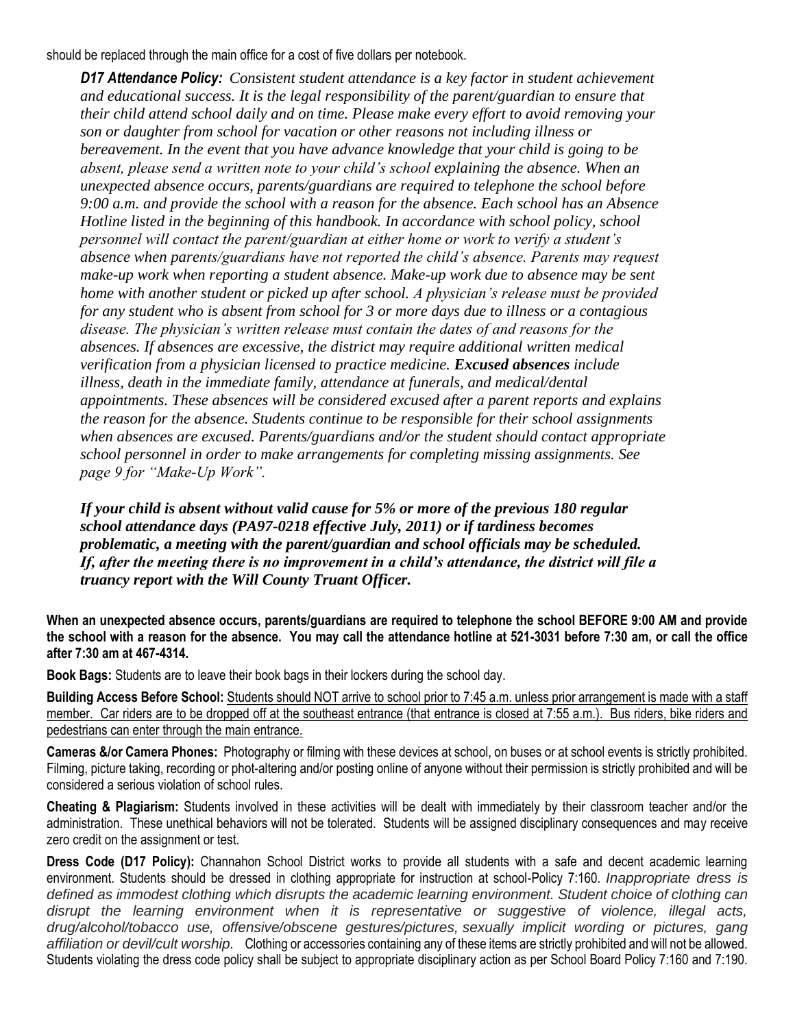should be replaced through the main office for a cost of five dollars per notebook.

***D17 Attendance Policy:*** *Consistent student attendance is a key factor in student achievement and educational success. It is the legal responsibility of the parent/guardian to ensure that their child attend school daily and on time. Please make every effort to avoid removing your son or daughter from school for vacation or other reasons not including illness or bereavement. In the event that you have advance knowledge that your child is going to be absent, please send a written note to your child's school explaining the absence. When an unexpected absence occurs, parents/guardians are required to telephone the school before 9:00 a.m. and provide the school with a reason for the absence. Each school has an Absence Hotline listed in the beginning of this handbook. In accordance with school policy, school personnel will contact the parent/guardian at either home or work to verify a student's absence when parents/guardians have not reported the child's absence. Parents may request make-up work when reporting a student absence. Make-up work due to absence may be sent home with another student or picked up after school. A physician's release must be provided for any student who is absent from school for 3 or more days due to illness or a contagious disease. The physician's written release must contain the dates of and reasons for the absences. If absences are excessive, the district may require additional written medical verification from a physician licensed to practice medicine.* ***Excused absences*** *include illness, death in the immediate family, attendance at funerals, and medical/dental appointments. These absences will be considered excused after a parent reports and explains the reason for the absence. Students continue to be responsible for their school assignments when absences are excused. Parents/guardians and/or the student should contact appropriate school personnel in order to make arrangements for completing missing assignments. See page 9 for "Make-Up Work".*

***If your child is absent without valid cause for 5% or more of the previous 180 regular school attendance days (PA97-0218 effective July, 2011) or if tardiness becomes problematic, a meeting with the parent/guardian and school officials may be scheduled. If, after the meeting there is no improvement in a child's attendance, the district will file a truancy report with the Will County Truant Officer.***

**When an unexpected absence occurs, parents/guardians are required to telephone the school BEFORE 9:00 AM and provide the school with a reason for the absence. You may call the attendance hotline at 521-3031 before 7:30 am, or call the office after 7:30 am at 467-4314.**

**Book Bags:** Students are to leave their book bags in their lockers during the school day.

**Building Access Before School:** Students should NOT arrive to school prior to 7:45 a.m. unless prior arrangement is made with a staff member. Car riders are to be dropped off at the southeast entrance (that entrance is closed at 7:55 a.m.). Bus riders, bike riders and pedestrians can enter through the main entrance.

**Cameras &/or Camera Phones:** Photography or filming with these devices at school, on buses or at school events is strictly prohibited. Filming, picture taking, recording or phot-altering and/or posting online of anyone without their permission is strictly prohibited and will be considered a serious violation of school rules.

**Cheating & Plagiarism:** Students involved in these activities will be dealt with immediately by their classroom teacher and/or the administration. These unethical behaviors will not be tolerated. Students will be assigned disciplinary consequences and may receive zero credit on the assignment or test.

**Dress Code (D17 Policy):** Channahon School District works to provide all students with a safe and decent academic learning environment. Students should be dressed in clothing appropriate for instruction at school-Policy 7:160. *Inappropriate dress is defined as immodest clothing which disrupts the academic learning environment. Student choice of clothing can disrupt the learning environment when it is representative or suggestive of violence, illegal acts, drug/alcohol/tobacco use, offensive/obscene gestures/pictures, sexually implicit wording or pictures, gang affiliation or devil/cult worship.* Clothing or accessories containing any of these items are strictly prohibited and will not be allowed. Students violating the dress code policy shall be subject to appropriate disciplinary action as per School Board Policy 7:160 and 7:190.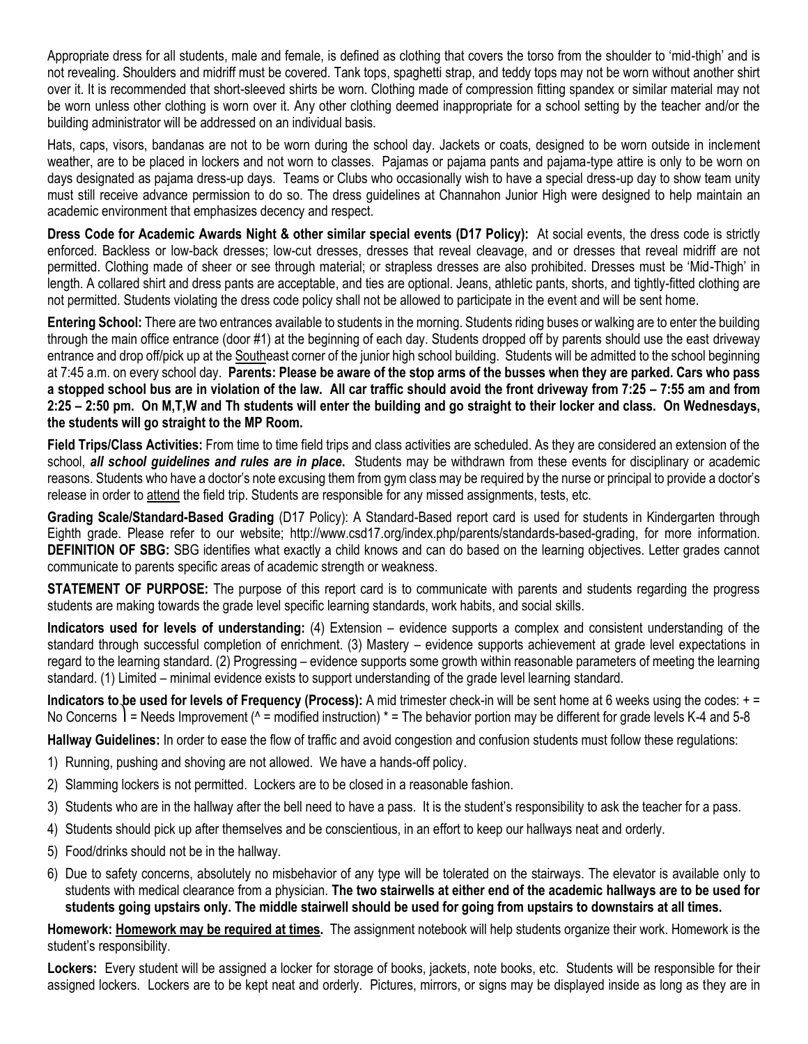Appropriate dress for all students, male and female, is defined as clothing that covers the torso from the shoulder to 'mid-thigh' and is not revealing. Shoulders and midriff must be covered. Tank tops, spaghetti strap, and teddy tops may not be worn without another shirt over it. It is recommended that short-sleeved shirts be worn. Clothing made of compression fitting spandex or similar material may not be worn unless other clothing is worn over it. Any other clothing deemed inappropriate for a school setting by the teacher and/or the building administrator will be addressed on an individual basis.

Hats, caps, visors, bandanas are not to be worn during the school day. Jackets or coats, designed to be worn outside in inclement weather, are to be placed in lockers and not worn to classes. Pajamas or pajama pants and pajama-type attire is only to be worn on days designated as pajama dress-up days. Teams or Clubs who occasionally wish to have a special dress-up day to show team unity must still receive advance permission to do so. The dress guidelines at Channahon Junior High were designed to help maintain an academic environment that emphasizes decency and respect.

**Dress Code for Academic Awards Night & other similar special events (D17 Policy):** At social events, the dress code is strictly enforced. Backless or low-back dresses; low-cut dresses, dresses that reveal cleavage, and or dresses that reveal midriff are not permitted. Clothing made of sheer or see through material; or strapless dresses are also prohibited. Dresses must be 'Mid-Thigh' in length. A collared shirt and dress pants are acceptable, and ties are optional. Jeans, athletic pants, shorts, and tightly-fitted clothing are not permitted. Students violating the dress code policy shall not be allowed to participate in the event and will be sent home.

**Entering School:** There are two entrances available to students in the morning. Students riding buses or walking are to enter the building through the main office entrance (door #1) at the beginning of each day. Students dropped off by parents should use the east driveway entrance and drop off/pick up at the Southeast corner of the junior high school building. Students will be admitted to the school beginning at 7:45 a.m. on every school day. **Parents: Please be aware of the stop arms of the busses when they are parked. Cars who pass a stopped school bus are in violation of the law. All car traffic should avoid the front driveway from 7:25 – 7:55 am and from 2:25 – 2:50 pm. On M,T,W and Th students will enter the building and go straight to their locker and class. On Wednesdays, the students will go straight to the MP Room.**

**Field Trips/Class Activities:** From time to time field trips and class activities are scheduled. As they are considered an extension of the school, ***all school guidelines and rules are in place.*** Students may be withdrawn from these events for disciplinary or academic reasons. Students who have a doctor's note excusing them from gym class may be required by the nurse or principal to provide a doctor's release in order to attend the field trip. Students are responsible for any missed assignments, tests, etc.

**Grading Scale/Standard-Based Grading** (D17 Policy): A Standard-Based report card is used for students in Kindergarten through Eighth grade. Please refer to our website; http://www.csd17.org/index.php/parents/standards-based-grading, for more information. **DEFINITION OF SBG:** SBG identifies what exactly a child knows and can do based on the learning objectives. Letter grades cannot communicate to parents specific areas of academic strength or weakness.

**STATEMENT OF PURPOSE:** The purpose of this report card is to communicate with parents and students regarding the progress students are making towards the grade level specific learning standards, work habits, and social skills.

**Indicators used for levels of understanding:** (4) Extension – evidence supports a complex and consistent understanding of the standard through successful completion of enrichment. (3) Mastery – evidence supports achievement at grade level expectations in regard to the learning standard. (2) Progressing – evidence supports some growth within reasonable parameters of meeting the learning standard. (1) Limited – minimal evidence exists to support understanding of the grade level learning standard.

**Indicators to be used for levels of Frequency (Process):** A mid trimester check-in will be sent home at 6 weeks using the codes: + = No Concerns ⌉ = Needs Improvement (^ = modified instruction) * = The behavior portion may be different for grade levels K-4 and 5-8

**Hallway Guidelines:** In order to ease the flow of traffic and avoid congestion and confusion students must follow these regulations:

1) Running, pushing and shoving are not allowed. We have a hands-off policy.
2) Slamming lockers is not permitted. Lockers are to be closed in a reasonable fashion.
3) Students who are in the hallway after the bell need to have a pass. It is the student's responsibility to ask the teacher for a pass.
4) Students should pick up after themselves and be conscientious, in an effort to keep our hallways neat and orderly.
5) Food/drinks should not be in the hallway.
6) Due to safety concerns, absolutely no misbehavior of any type will be tolerated on the stairways. The elevator is available only to students with medical clearance from a physician. **The two stairwells at either end of the academic hallways are to be used for students going upstairs only. The middle stairwell should be used for going from upstairs to downstairs at all times.**

**Homework:** **Homework may be required at times.** The assignment notebook will help students organize their work. Homework is the student's responsibility.

**Lockers:** Every student will be assigned a locker for storage of books, jackets, note books, etc. Students will be responsible for their assigned lockers. Lockers are to be kept neat and orderly. Pictures, mirrors, or signs may be displayed inside as long as they are in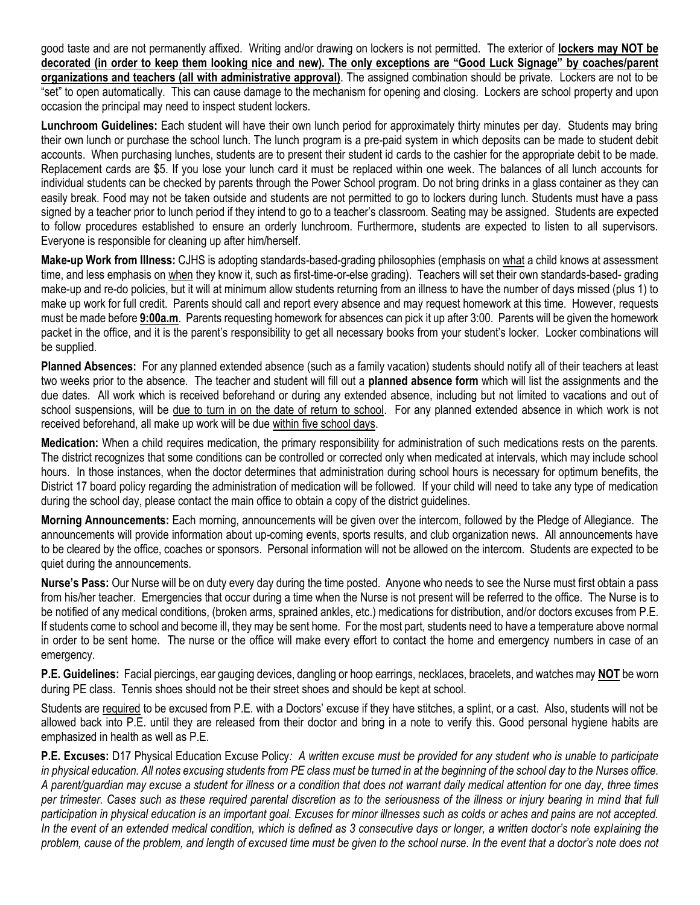good taste and are not permanently affixed. Writing and/or drawing on lockers is not permitted. The exterior of **lockers may NOT be decorated (in order to keep them looking nice and new). The only exceptions are "Good Luck Signage" by coaches/parent organizations and teachers (all with administrative approval)**. The assigned combination should be private. Lockers are not to be "set" to open automatically. This can cause damage to the mechanism for opening and closing. Lockers are school property and upon occasion the principal may need to inspect student lockers.

**Lunchroom Guidelines:** Each student will have their own lunch period for approximately thirty minutes per day. Students may bring their own lunch or purchase the school lunch. The lunch program is a pre-paid system in which deposits can be made to student debit accounts. When purchasing lunches, students are to present their student id cards to the cashier for the appropriate debit to be made. Replacement cards are $5. If you lose your lunch card it must be replaced within one week. The balances of all lunch accounts for individual students can be checked by parents through the Power School program. Do not bring drinks in a glass container as they can easily break. Food may not be taken outside and students are not permitted to go to lockers during lunch. Students must have a pass signed by a teacher prior to lunch period if they intend to go to a teacher's classroom. Seating may be assigned. Students are expected to follow procedures established to ensure an orderly lunchroom. Furthermore, students are expected to listen to all supervisors. Everyone is responsible for cleaning up after him/herself.

**Make-up Work from Illness:** CJHS is adopting standards-based-grading philosophies (emphasis on what a child knows at assessment time, and less emphasis on when they know it, such as first-time-or-else grading). Teachers will set their own standards-based- grading make-up and re-do policies, but it will at minimum allow students returning from an illness to have the number of days missed (plus 1) to make up work for full credit. Parents should call and report every absence and may request homework at this time. However, requests must be made before **9:00a.m**. Parents requesting homework for absences can pick it up after 3:00. Parents will be given the homework packet in the office, and it is the parent's responsibility to get all necessary books from your student's locker. Locker combinations will be supplied.

**Planned Absences:** For any planned extended absence (such as a family vacation) students should notify all of their teachers at least two weeks prior to the absence. The teacher and student will fill out a **planned absence form** which will list the assignments and the due dates. All work which is received beforehand or during any extended absence, including but not limited to vacations and out of school suspensions, will be due to turn in on the date of return to school. For any planned extended absence in which work is not received beforehand, all make up work will be due within five school days.

**Medication:** When a child requires medication, the primary responsibility for administration of such medications rests on the parents. The district recognizes that some conditions can be controlled or corrected only when medicated at intervals, which may include school hours. In those instances, when the doctor determines that administration during school hours is necessary for optimum benefits, the District 17 board policy regarding the administration of medication will be followed. If your child will need to take any type of medication during the school day, please contact the main office to obtain a copy of the district guidelines.

**Morning Announcements:** Each morning, announcements will be given over the intercom, followed by the Pledge of Allegiance. The announcements will provide information about up-coming events, sports results, and club organization news. All announcements have to be cleared by the office, coaches or sponsors. Personal information will not be allowed on the intercom. Students are expected to be quiet during the announcements.

**Nurse's Pass:** Our Nurse will be on duty every day during the time posted. Anyone who needs to see the Nurse must first obtain a pass from his/her teacher. Emergencies that occur during a time when the Nurse is not present will be referred to the office. The Nurse is to be notified of any medical conditions, (broken arms, sprained ankles, etc.) medications for distribution, and/or doctors excuses from P.E. If students come to school and become ill, they may be sent home. For the most part, students need to have a temperature above normal in order to be sent home. The nurse or the office will make every effort to contact the home and emergency numbers in case of an emergency.

**P.E. Guidelines:** Facial piercings, ear gauging devices, dangling or hoop earrings, necklaces, bracelets, and watches may **NOT** be worn during PE class. Tennis shoes should not be their street shoes and should be kept at school.

Students are required to be excused from P.E. with a Doctors' excuse if they have stitches, a splint, or a cast. Also, students will not be allowed back into P.E. until they are released from their doctor and bring in a note to verify this. Good personal hygiene habits are emphasized in health as well as P.E.

**P.E. Excuses:** D17 Physical Education Excuse Policy*: A written excuse must be provided for any student who is unable to participate in physical education. All notes excusing students from PE class must be turned in at the beginning of the school day to the Nurses office. A parent/guardian may excuse a student for illness or a condition that does not warrant daily medical attention for one day, three times per trimester. Cases such as these required parental discretion as to the seriousness of the illness or injury bearing in mind that full participation in physical education is an important goal. Excuses for minor illnesses such as colds or aches and pains are not accepted. In the event of an extended medical condition, which is defined as 3 consecutive days or longer, a written doctor's note explaining the problem, cause of the problem, and length of excused time must be given to the school nurse. In the event that a doctor's note does not*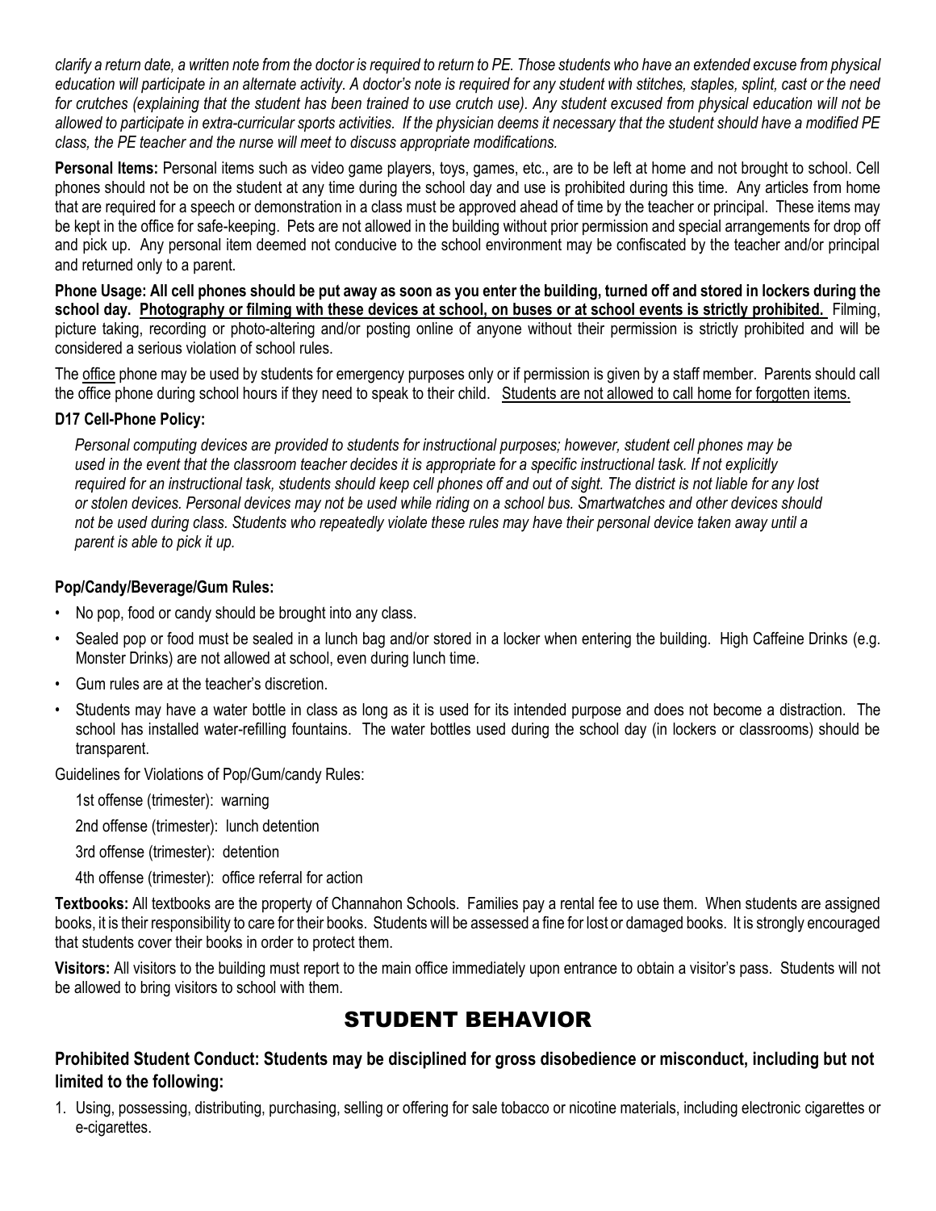*clarify a return date, a written note from the doctor is required to return to PE. Those students who have an extended excuse from physical education will participate in an alternate activity. A doctor's note is required for any student with stitches, staples, splint, cast or the need for crutches (explaining that the student has been trained to use crutch use). Any student excused from physical education will not be allowed to participate in extra-curricular sports activities. If the physician deems it necessary that the student should have a modified PE class, the PE teacher and the nurse will meet to discuss appropriate modifications.*

**Personal Items:** Personal items such as video game players, toys, games, etc., are to be left at home and not brought to school. Cell phones should not be on the student at any time during the school day and use is prohibited during this time. Any articles from home that are required for a speech or demonstration in a class must be approved ahead of time by the teacher or principal. These items may be kept in the office for safe-keeping. Pets are not allowed in the building without prior permission and special arrangements for drop off and pick up. Any personal item deemed not conducive to the school environment may be confiscated by the teacher and/or principal and returned only to a parent.

**Phone Usage: All cell phones should be put away as soon as you enter the building, turned off and stored in lockers during the school day. <u>Photography or filming with these devices at school, on buses or at school events is strictly prohibited.</u>** Filming, picture taking, recording or photo-altering and/or posting online of anyone without their permission is strictly prohibited and will be considered a serious violation of school rules.

The <u>office</u> phone may be used by students for emergency purposes only or if permission is given by a staff member. Parents should call the office phone during school hours if they need to speak to their child. <u>Students are not allowed to call home for forgotten items.</u>

**D17 Cell-Phone Policy:**

*Personal computing devices are provided to students for instructional purposes; however, student cell phones may be used in the event that the classroom teacher decides it is appropriate for a specific instructional task. If not explicitly required for an instructional task, students should keep cell phones off and out of sight. The district is not liable for any lost or stolen devices. Personal devices may not be used while riding on a school bus. Smartwatches and other devices should not be used during class. Students who repeatedly violate these rules may have their personal device taken away until a parent is able to pick it up.*

**Pop/Candy/Beverage/Gum Rules:**

- No pop, food or candy should be brought into any class.
- Sealed pop or food must be sealed in a lunch bag and/or stored in a locker when entering the building. High Caffeine Drinks (e.g. Monster Drinks) are not allowed at school, even during lunch time.
- Gum rules are at the teacher's discretion.
- Students may have a water bottle in class as long as it is used for its intended purpose and does not become a distraction. The school has installed water-refilling fountains. The water bottles used during the school day (in lockers or classrooms) should be transparent.

Guidelines for Violations of Pop/Gum/candy Rules:

1st offense (trimester): warning

2nd offense (trimester): lunch detention

3rd offense (trimester): detention

4th offense (trimester): office referral for action

**Textbooks:** All textbooks are the property of Channahon Schools. Families pay a rental fee to use them. When students are assigned books, it is their responsibility to care for their books. Students will be assessed a fine for lost or damaged books. It is strongly encouraged that students cover their books in order to protect them.

**Visitors:** All visitors to the building must report to the main office immediately upon entrance to obtain a visitor's pass. Students will not be allowed to bring visitors to school with them.

# STUDENT BEHAVIOR

**Prohibited Student Conduct: Students may be disciplined for gross disobedience or misconduct, including but not limited to the following:**

1. Using, possessing, distributing, purchasing, selling or offering for sale tobacco or nicotine materials, including electronic cigarettes or e-cigarettes.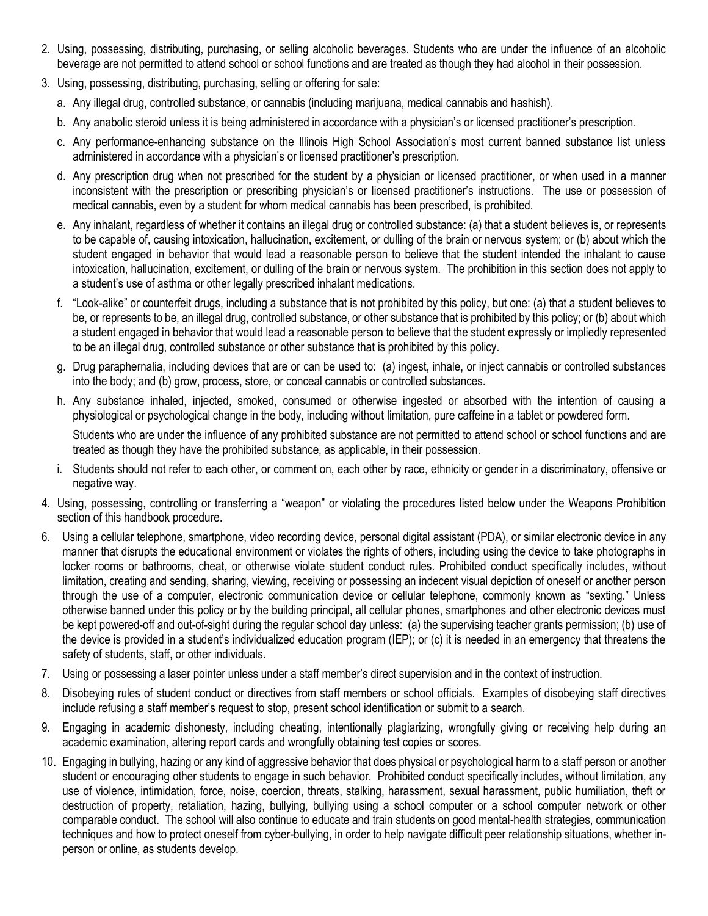2. Using, possessing, distributing, purchasing, or selling alcoholic beverages. Students who are under the influence of an alcoholic beverage are not permitted to attend school or school functions and are treated as though they had alcohol in their possession.
3. Using, possessing, distributing, purchasing, selling or offering for sale:
   a. Any illegal drug, controlled substance, or cannabis (including marijuana, medical cannabis and hashish).
   b. Any anabolic steroid unless it is being administered in accordance with a physician's or licensed practitioner's prescription.
   c. Any performance-enhancing substance on the Illinois High School Association's most current banned substance list unless administered in accordance with a physician's or licensed practitioner's prescription.
   d. Any prescription drug when not prescribed for the student by a physician or licensed practitioner, or when used in a manner inconsistent with the prescription or prescribing physician's or licensed practitioner's instructions. The use or possession of medical cannabis, even by a student for whom medical cannabis has been prescribed, is prohibited.
   e. Any inhalant, regardless of whether it contains an illegal drug or controlled substance: (a) that a student believes is, or represents to be capable of, causing intoxication, hallucination, excitement, or dulling of the brain or nervous system; or (b) about which the student engaged in behavior that would lead a reasonable person to believe that the student intended the inhalant to cause intoxication, hallucination, excitement, or dulling of the brain or nervous system. The prohibition in this section does not apply to a student's use of asthma or other legally prescribed inhalant medications.
   f. "Look-alike" or counterfeit drugs, including a substance that is not prohibited by this policy, but one: (a) that a student believes to be, or represents to be, an illegal drug, controlled substance, or other substance that is prohibited by this policy; or (b) about which a student engaged in behavior that would lead a reasonable person to believe that the student expressly or impliedly represented to be an illegal drug, controlled substance or other substance that is prohibited by this policy.
   g. Drug paraphernalia, including devices that are or can be used to: (a) ingest, inhale, or inject cannabis or controlled substances into the body; and (b) grow, process, store, or conceal cannabis or controlled substances.
   h. Any substance inhaled, injected, smoked, consumed or otherwise ingested or absorbed with the intention of causing a physiological or psychological change in the body, including without limitation, pure caffeine in a tablet or powdered form.

      Students who are under the influence of any prohibited substance are not permitted to attend school or school functions and are treated as though they have the prohibited substance, as applicable, in their possession.
   i. Students should not refer to each other, or comment on, each other by race, ethnicity or gender in a discriminatory, offensive or negative way.
4. Using, possessing, controlling or transferring a "weapon" or violating the procedures listed below under the Weapons Prohibition section of this handbook procedure.
6. Using a cellular telephone, smartphone, video recording device, personal digital assistant (PDA), or similar electronic device in any manner that disrupts the educational environment or violates the rights of others, including using the device to take photographs in locker rooms or bathrooms, cheat, or otherwise violate student conduct rules. Prohibited conduct specifically includes, without limitation, creating and sending, sharing, viewing, receiving or possessing an indecent visual depiction of oneself or another person through the use of a computer, electronic communication device or cellular telephone, commonly known as "sexting." Unless otherwise banned under this policy or by the building principal, all cellular phones, smartphones and other electronic devices must be kept powered-off and out-of-sight during the regular school day unless: (a) the supervising teacher grants permission; (b) use of the device is provided in a student's individualized education program (IEP); or (c) it is needed in an emergency that threatens the safety of students, staff, or other individuals.
7. Using or possessing a laser pointer unless under a staff member's direct supervision and in the context of instruction.
8. Disobeying rules of student conduct or directives from staff members or school officials. Examples of disobeying staff directives include refusing a staff member's request to stop, present school identification or submit to a search.
9. Engaging in academic dishonesty, including cheating, intentionally plagiarizing, wrongfully giving or receiving help during an academic examination, altering report cards and wrongfully obtaining test copies or scores.
10. Engaging in bullying, hazing or any kind of aggressive behavior that does physical or psychological harm to a staff person or another student or encouraging other students to engage in such behavior. Prohibited conduct specifically includes, without limitation, any use of violence, intimidation, force, noise, coercion, threats, stalking, harassment, sexual harassment, public humiliation, theft or destruction of property, retaliation, hazing, bullying, bullying using a school computer or a school computer network or other comparable conduct. The school will also continue to educate and train students on good mental-health strategies, communication techniques and how to protect oneself from cyber-bullying, in order to help navigate difficult peer relationship situations, whether in-person or online, as students develop.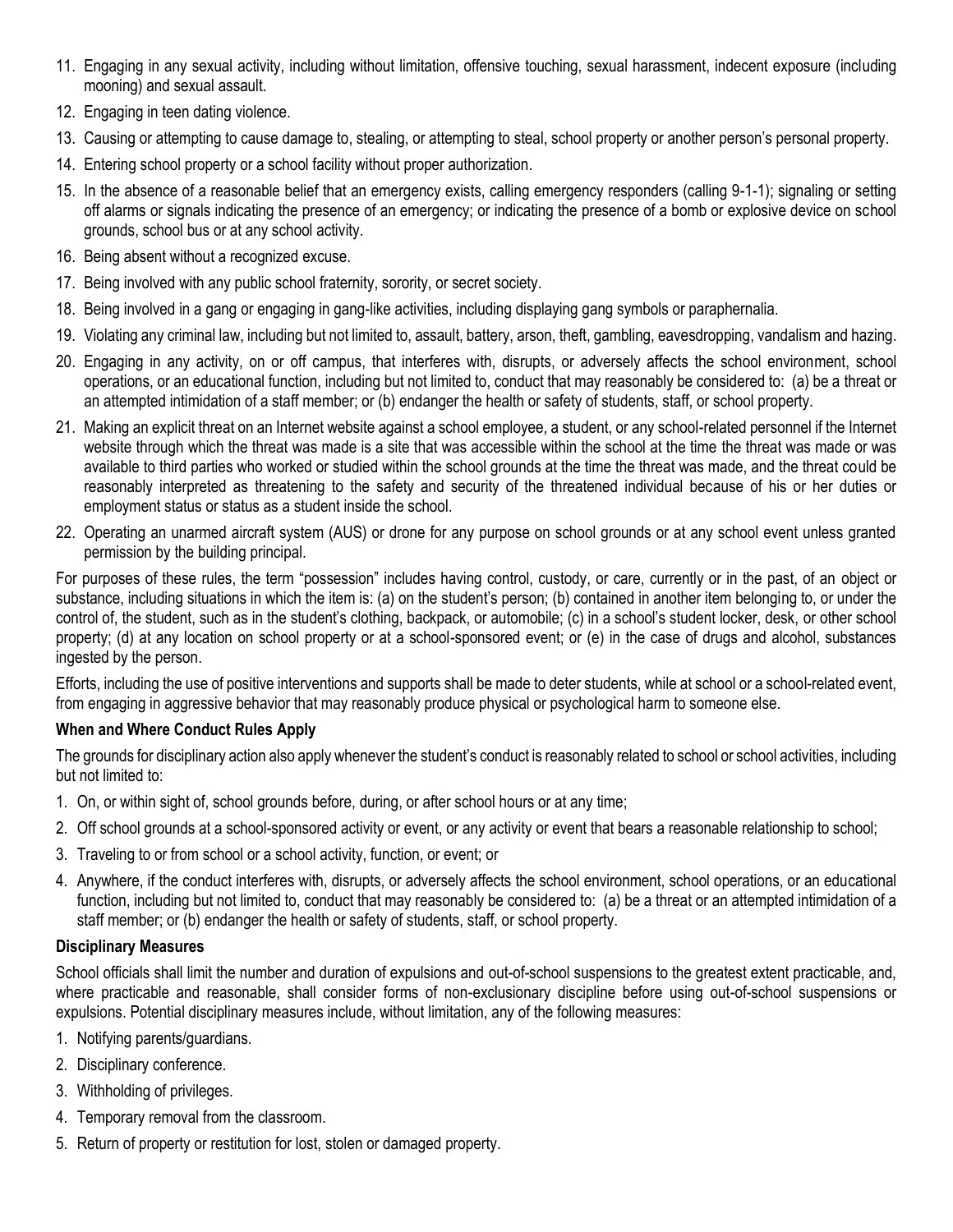11. Engaging in any sexual activity, including without limitation, offensive touching, sexual harassment, indecent exposure (including mooning) and sexual assault.
12. Engaging in teen dating violence.
13. Causing or attempting to cause damage to, stealing, or attempting to steal, school property or another person's personal property.
14. Entering school property or a school facility without proper authorization.
15. In the absence of a reasonable belief that an emergency exists, calling emergency responders (calling 9-1-1); signaling or setting off alarms or signals indicating the presence of an emergency; or indicating the presence of a bomb or explosive device on school grounds, school bus or at any school activity.
16. Being absent without a recognized excuse.
17. Being involved with any public school fraternity, sorority, or secret society.
18. Being involved in a gang or engaging in gang-like activities, including displaying gang symbols or paraphernalia.
19. Violating any criminal law, including but not limited to, assault, battery, arson, theft, gambling, eavesdropping, vandalism and hazing.
20. Engaging in any activity, on or off campus, that interferes with, disrupts, or adversely affects the school environment, school operations, or an educational function, including but not limited to, conduct that may reasonably be considered to: (a) be a threat or an attempted intimidation of a staff member; or (b) endanger the health or safety of students, staff, or school property.
21. Making an explicit threat on an Internet website against a school employee, a student, or any school-related personnel if the Internet website through which the threat was made is a site that was accessible within the school at the time the threat was made or was available to third parties who worked or studied within the school grounds at the time the threat was made, and the threat could be reasonably interpreted as threatening to the safety and security of the threatened individual because of his or her duties or employment status or status as a student inside the school.
22. Operating an unarmed aircraft system (AUS) or drone for any purpose on school grounds or at any school event unless granted permission by the building principal.

For purposes of these rules, the term "possession" includes having control, custody, or care, currently or in the past, of an object or substance, including situations in which the item is: (a) on the student's person; (b) contained in another item belonging to, or under the control of, the student, such as in the student's clothing, backpack, or automobile; (c) in a school's student locker, desk, or other school property; (d) at any location on school property or at a school-sponsored event; or (e) in the case of drugs and alcohol, substances ingested by the person.

Efforts, including the use of positive interventions and supports shall be made to deter students, while at school or a school-related event, from engaging in aggressive behavior that may reasonably produce physical or psychological harm to someone else.

**When and Where Conduct Rules Apply**

The grounds for disciplinary action also apply whenever the student's conduct is reasonably related to school or school activities, including but not limited to:

1. On, or within sight of, school grounds before, during, or after school hours or at any time;
2. Off school grounds at a school-sponsored activity or event, or any activity or event that bears a reasonable relationship to school;
3. Traveling to or from school or a school activity, function, or event; or
4. Anywhere, if the conduct interferes with, disrupts, or adversely affects the school environment, school operations, or an educational function, including but not limited to, conduct that may reasonably be considered to: (a) be a threat or an attempted intimidation of a staff member; or (b) endanger the health or safety of students, staff, or school property.

**Disciplinary Measures**

School officials shall limit the number and duration of expulsions and out-of-school suspensions to the greatest extent practicable, and, where practicable and reasonable, shall consider forms of non-exclusionary discipline before using out-of-school suspensions or expulsions. Potential disciplinary measures include, without limitation, any of the following measures:

1. Notifying parents/guardians.
2. Disciplinary conference.
3. Withholding of privileges.
4. Temporary removal from the classroom.
5. Return of property or restitution for lost, stolen or damaged property.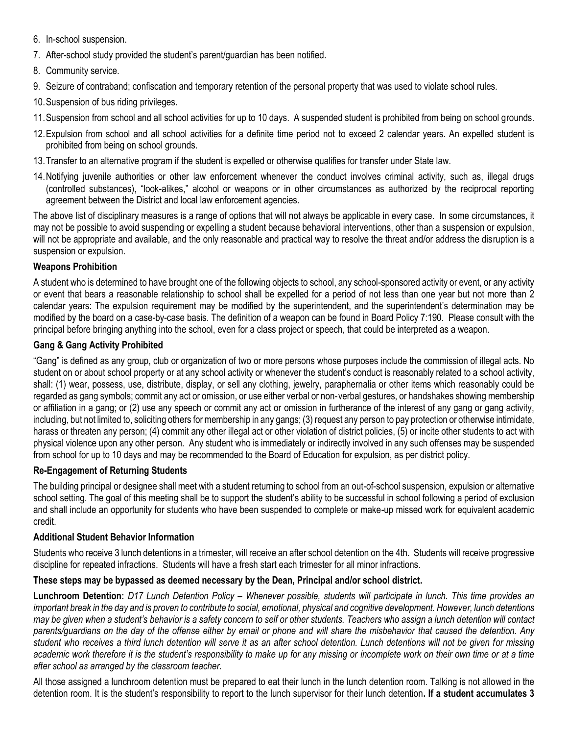6. In-school suspension.
7. After-school study provided the student's parent/guardian has been notified.
8. Community service.
9. Seizure of contraband; confiscation and temporary retention of the personal property that was used to violate school rules.
10. Suspension of bus riding privileges.
11. Suspension from school and all school activities for up to 10 days. A suspended student is prohibited from being on school grounds.
12. Expulsion from school and all school activities for a definite time period not to exceed 2 calendar years. An expelled student is prohibited from being on school grounds.
13. Transfer to an alternative program if the student is expelled or otherwise qualifies for transfer under State law.
14. Notifying juvenile authorities or other law enforcement whenever the conduct involves criminal activity, such as, illegal drugs (controlled substances), "look-alikes," alcohol or weapons or in other circumstances as authorized by the reciprocal reporting agreement between the District and local law enforcement agencies.

The above list of disciplinary measures is a range of options that will not always be applicable in every case. In some circumstances, it may not be possible to avoid suspending or expelling a student because behavioral interventions, other than a suspension or expulsion, will not be appropriate and available, and the only reasonable and practical way to resolve the threat and/or address the disruption is a suspension or expulsion.

**Weapons Prohibition**

A student who is determined to have brought one of the following objects to school, any school-sponsored activity or event, or any activity or event that bears a reasonable relationship to school shall be expelled for a period of not less than one year but not more than 2 calendar years: The expulsion requirement may be modified by the superintendent, and the superintendent's determination may be modified by the board on a case-by-case basis. The definition of a weapon can be found in Board Policy 7:190. Please consult with the principal before bringing anything into the school, even for a class project or speech, that could be interpreted as a weapon.

**Gang & Gang Activity Prohibited**

"Gang" is defined as any group, club or organization of two or more persons whose purposes include the commission of illegal acts. No student on or about school property or at any school activity or whenever the student's conduct is reasonably related to a school activity, shall: (1) wear, possess, use, distribute, display, or sell any clothing, jewelry, paraphernalia or other items which reasonably could be regarded as gang symbols; commit any act or omission, or use either verbal or non-verbal gestures, or handshakes showing membership or affiliation in a gang; or (2) use any speech or commit any act or omission in furtherance of the interest of any gang or gang activity, including, but not limited to, soliciting others for membership in any gangs; (3) request any person to pay protection or otherwise intimidate, harass or threaten any person; (4) commit any other illegal act or other violation of district policies, (5) or incite other students to act with physical violence upon any other person. Any student who is immediately or indirectly involved in any such offenses may be suspended from school for up to 10 days and may be recommended to the Board of Education for expulsion, as per district policy.

**Re-Engagement of Returning Students**

The building principal or designee shall meet with a student returning to school from an out-of-school suspension, expulsion or alternative school setting. The goal of this meeting shall be to support the student's ability to be successful in school following a period of exclusion and shall include an opportunity for students who have been suspended to complete or make-up missed work for equivalent academic credit.

**Additional Student Behavior Information**

Students who receive 3 lunch detentions in a trimester, will receive an after school detention on the 4th. Students will receive progressive discipline for repeated infractions. Students will have a fresh start each trimester for all minor infractions.

**These steps may be bypassed as deemed necessary by the Dean, Principal and/or school district.**

**Lunchroom Detention:** *D17 Lunch Detention Policy – Whenever possible, students will participate in lunch. This time provides an important break in the day and is proven to contribute to social, emotional, physical and cognitive development. However, lunch detentions may be given when a student's behavior is a safety concern to self or other students. Teachers who assign a lunch detention will contact parents/guardians on the day of the offense either by email or phone and will share the misbehavior that caused the detention. Any student who receives a third lunch detention will serve it as an after school detention. Lunch detentions will not be given for missing academic work therefore it is the student's responsibility to make up for any missing or incomplete work on their own time or at a time after school as arranged by the classroom teacher.*

All those assigned a lunchroom detention must be prepared to eat their lunch in the lunch detention room. Talking is not allowed in the detention room. It is the student's responsibility to report to the lunch supervisor for their lunch detention**. If a student accumulates 3**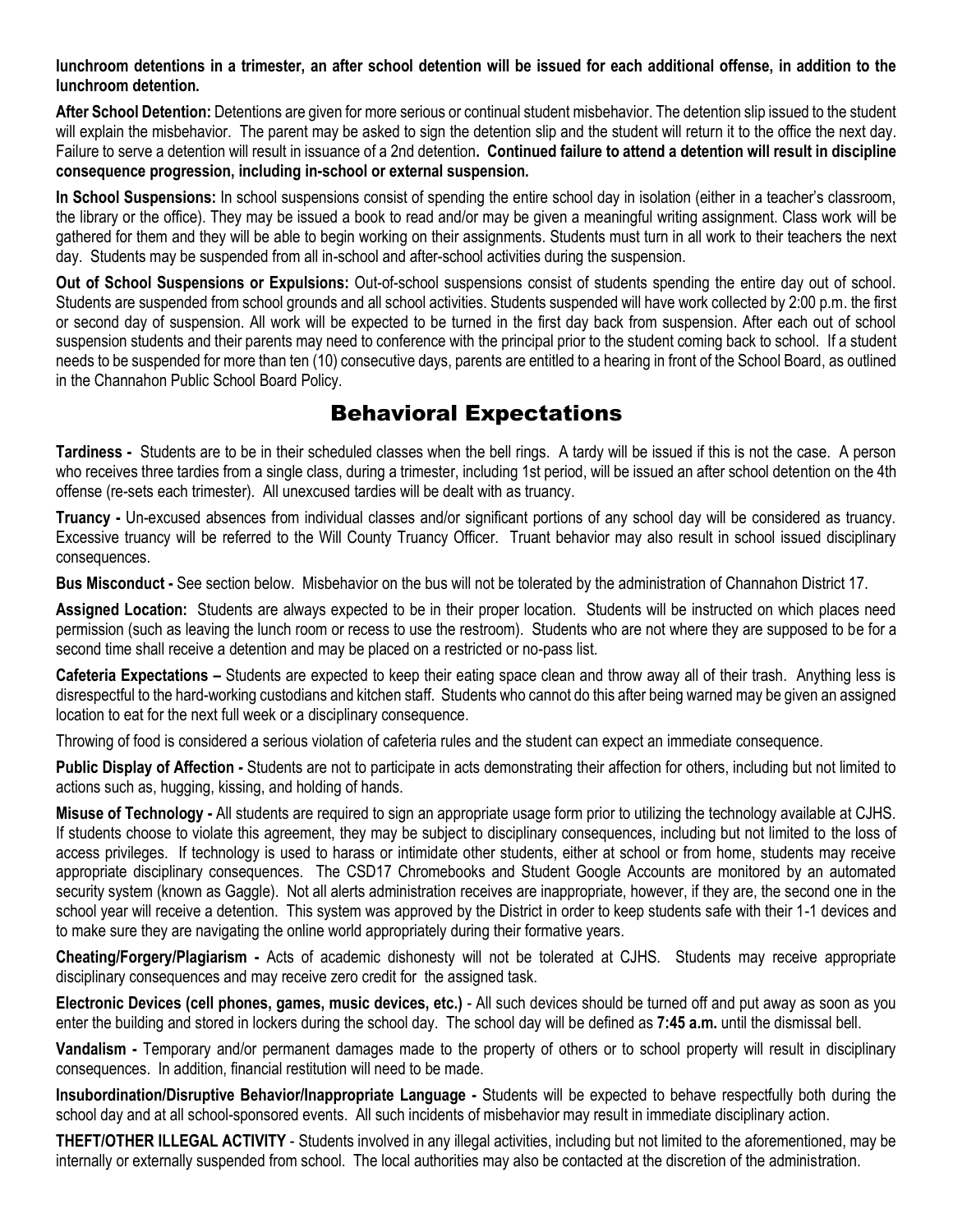**lunchroom detentions in a trimester, an after school detention will be issued for each additional offense, in addition to the lunchroom detention.**

**After School Detention:** Detentions are given for more serious or continual student misbehavior. The detention slip issued to the student will explain the misbehavior. The parent may be asked to sign the detention slip and the student will return it to the office the next day. Failure to serve a detention will result in issuance of a 2nd detention**. Continued failure to attend a detention will result in discipline consequence progression, including in-school or external suspension.**

**In School Suspensions:** In school suspensions consist of spending the entire school day in isolation (either in a teacher's classroom, the library or the office). They may be issued a book to read and/or may be given a meaningful writing assignment. Class work will be gathered for them and they will be able to begin working on their assignments. Students must turn in all work to their teachers the next day. Students may be suspended from all in-school and after-school activities during the suspension.

**Out of School Suspensions or Expulsions:** Out-of-school suspensions consist of students spending the entire day out of school. Students are suspended from school grounds and all school activities. Students suspended will have work collected by 2:00 p.m. the first or second day of suspension. All work will be expected to be turned in the first day back from suspension. After each out of school suspension students and their parents may need to conference with the principal prior to the student coming back to school. If a student needs to be suspended for more than ten (10) consecutive days, parents are entitled to a hearing in front of the School Board, as outlined in the Channahon Public School Board Policy.

# Behavioral Expectations

**Tardiness -** Students are to be in their scheduled classes when the bell rings. A tardy will be issued if this is not the case. A person who receives three tardies from a single class, during a trimester, including 1st period, will be issued an after school detention on the 4th offense (re-sets each trimester). All unexcused tardies will be dealt with as truancy.

**Truancy -** Un-excused absences from individual classes and/or significant portions of any school day will be considered as truancy. Excessive truancy will be referred to the Will County Truancy Officer. Truant behavior may also result in school issued disciplinary consequences.

**Bus Misconduct -** See section below. Misbehavior on the bus will not be tolerated by the administration of Channahon District 17.

**Assigned Location:** Students are always expected to be in their proper location. Students will be instructed on which places need permission (such as leaving the lunch room or recess to use the restroom). Students who are not where they are supposed to be for a second time shall receive a detention and may be placed on a restricted or no-pass list.

**Cafeteria Expectations –** Students are expected to keep their eating space clean and throw away all of their trash. Anything less is disrespectful to the hard-working custodians and kitchen staff. Students who cannot do this after being warned may be given an assigned location to eat for the next full week or a disciplinary consequence.

Throwing of food is considered a serious violation of cafeteria rules and the student can expect an immediate consequence.

**Public Display of Affection -** Students are not to participate in acts demonstrating their affection for others, including but not limited to actions such as, hugging, kissing, and holding of hands.

**Misuse of Technology -** All students are required to sign an appropriate usage form prior to utilizing the technology available at CJHS. If students choose to violate this agreement, they may be subject to disciplinary consequences, including but not limited to the loss of access privileges. If technology is used to harass or intimidate other students, either at school or from home, students may receive appropriate disciplinary consequences. The CSD17 Chromebooks and Student Google Accounts are monitored by an automated security system (known as Gaggle). Not all alerts administration receives are inappropriate, however, if they are, the second one in the school year will receive a detention. This system was approved by the District in order to keep students safe with their 1-1 devices and to make sure they are navigating the online world appropriately during their formative years.

**Cheating/Forgery/Plagiarism -** Acts of academic dishonesty will not be tolerated at CJHS. Students may receive appropriate disciplinary consequences and may receive zero credit for the assigned task.

**Electronic Devices (cell phones, games, music devices, etc.)** - All such devices should be turned off and put away as soon as you enter the building and stored in lockers during the school day. The school day will be defined as **7:45 a.m.** until the dismissal bell.

**Vandalism -** Temporary and/or permanent damages made to the property of others or to school property will result in disciplinary consequences. In addition, financial restitution will need to be made.

**Insubordination/Disruptive Behavior/Inappropriate Language -** Students will be expected to behave respectfully both during the school day and at all school-sponsored events. All such incidents of misbehavior may result in immediate disciplinary action.

**THEFT/OTHER ILLEGAL ACTIVITY** - Students involved in any illegal activities, including but not limited to the aforementioned, may be internally or externally suspended from school. The local authorities may also be contacted at the discretion of the administration.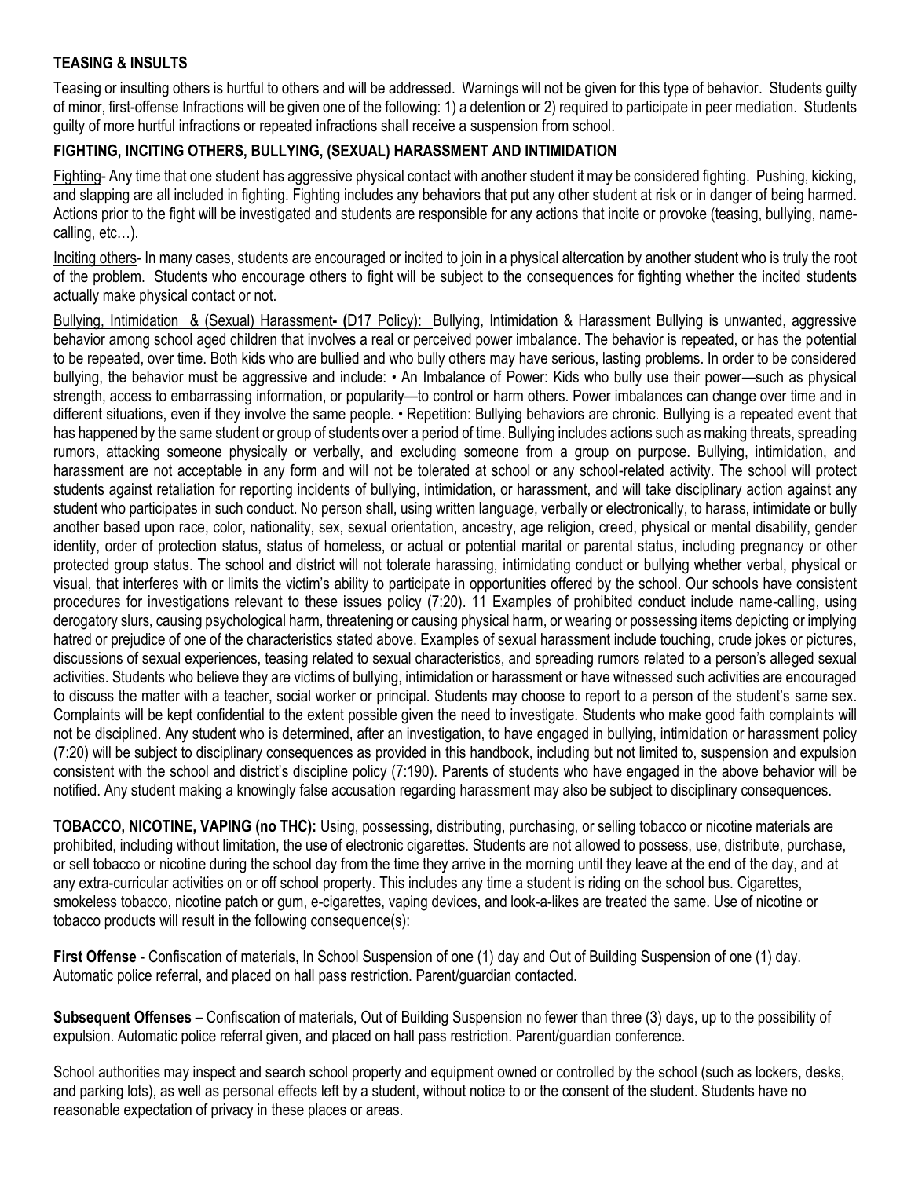**TEASING & INSULTS**

Teasing or insulting others is hurtful to others and will be addressed. Warnings will not be given for this type of behavior. Students guilty of minor, first-offense Infractions will be given one of the following: 1) a detention or 2) required to participate in peer mediation. Students guilty of more hurtful infractions or repeated infractions shall receive a suspension from school.

**FIGHTING, INCITING OTHERS, BULLYING, (SEXUAL) HARASSMENT AND INTIMIDATION**

Fighting- Any time that one student has aggressive physical contact with another student it may be considered fighting. Pushing, kicking, and slapping are all included in fighting. Fighting includes any behaviors that put any other student at risk or in danger of being harmed. Actions prior to the fight will be investigated and students are responsible for any actions that incite or provoke (teasing, bullying, name-calling, etc…).

Inciting others- In many cases, students are encouraged or incited to join in a physical altercation by another student who is truly the root of the problem. Students who encourage others to fight will be subject to the consequences for fighting whether the incited students actually make physical contact or not.

Bullying, Intimidation & (Sexual) Harassment**- (**D17 Policy): Bullying, Intimidation & Harassment Bullying is unwanted, aggressive behavior among school aged children that involves a real or perceived power imbalance. The behavior is repeated, or has the potential to be repeated, over time. Both kids who are bullied and who bully others may have serious, lasting problems. In order to be considered bullying, the behavior must be aggressive and include: • An Imbalance of Power: Kids who bully use their power—such as physical strength, access to embarrassing information, or popularity—to control or harm others. Power imbalances can change over time and in different situations, even if they involve the same people. • Repetition: Bullying behaviors are chronic. Bullying is a repeated event that has happened by the same student or group of students over a period of time. Bullying includes actions such as making threats, spreading rumors, attacking someone physically or verbally, and excluding someone from a group on purpose. Bullying, intimidation, and harassment are not acceptable in any form and will not be tolerated at school or any school-related activity. The school will protect students against retaliation for reporting incidents of bullying, intimidation, or harassment, and will take disciplinary action against any student who participates in such conduct. No person shall, using written language, verbally or electronically, to harass, intimidate or bully another based upon race, color, nationality, sex, sexual orientation, ancestry, age religion, creed, physical or mental disability, gender identity, order of protection status, status of homeless, or actual or potential marital or parental status, including pregnancy or other protected group status. The school and district will not tolerate harassing, intimidating conduct or bullying whether verbal, physical or visual, that interferes with or limits the victim's ability to participate in opportunities offered by the school. Our schools have consistent procedures for investigations relevant to these issues policy (7:20). 11 Examples of prohibited conduct include name-calling, using derogatory slurs, causing psychological harm, threatening or causing physical harm, or wearing or possessing items depicting or implying hatred or prejudice of one of the characteristics stated above. Examples of sexual harassment include touching, crude jokes or pictures, discussions of sexual experiences, teasing related to sexual characteristics, and spreading rumors related to a person's alleged sexual activities. Students who believe they are victims of bullying, intimidation or harassment or have witnessed such activities are encouraged to discuss the matter with a teacher, social worker or principal. Students may choose to report to a person of the student's same sex. Complaints will be kept confidential to the extent possible given the need to investigate. Students who make good faith complaints will not be disciplined. Any student who is determined, after an investigation, to have engaged in bullying, intimidation or harassment policy (7:20) will be subject to disciplinary consequences as provided in this handbook, including but not limited to, suspension and expulsion consistent with the school and district's discipline policy (7:190). Parents of students who have engaged in the above behavior will be notified. Any student making a knowingly false accusation regarding harassment may also be subject to disciplinary consequences.

**TOBACCO, NICOTINE, VAPING (no THC):** Using, possessing, distributing, purchasing, or selling tobacco or nicotine materials are prohibited, including without limitation, the use of electronic cigarettes. Students are not allowed to possess, use, distribute, purchase, or sell tobacco or nicotine during the school day from the time they arrive in the morning until they leave at the end of the day, and at any extra-curricular activities on or off school property. This includes any time a student is riding on the school bus. Cigarettes, smokeless tobacco, nicotine patch or gum, e-cigarettes, vaping devices, and look-a-likes are treated the same. Use of nicotine or tobacco products will result in the following consequence(s):

**First Offense** - Confiscation of materials, In School Suspension of one (1) day and Out of Building Suspension of one (1) day. Automatic police referral, and placed on hall pass restriction. Parent/guardian contacted.

**Subsequent Offenses** – Confiscation of materials, Out of Building Suspension no fewer than three (3) days, up to the possibility of expulsion. Automatic police referral given, and placed on hall pass restriction. Parent/guardian conference.

School authorities may inspect and search school property and equipment owned or controlled by the school (such as lockers, desks, and parking lots), as well as personal effects left by a student, without notice to or the consent of the student. Students have no reasonable expectation of privacy in these places or areas.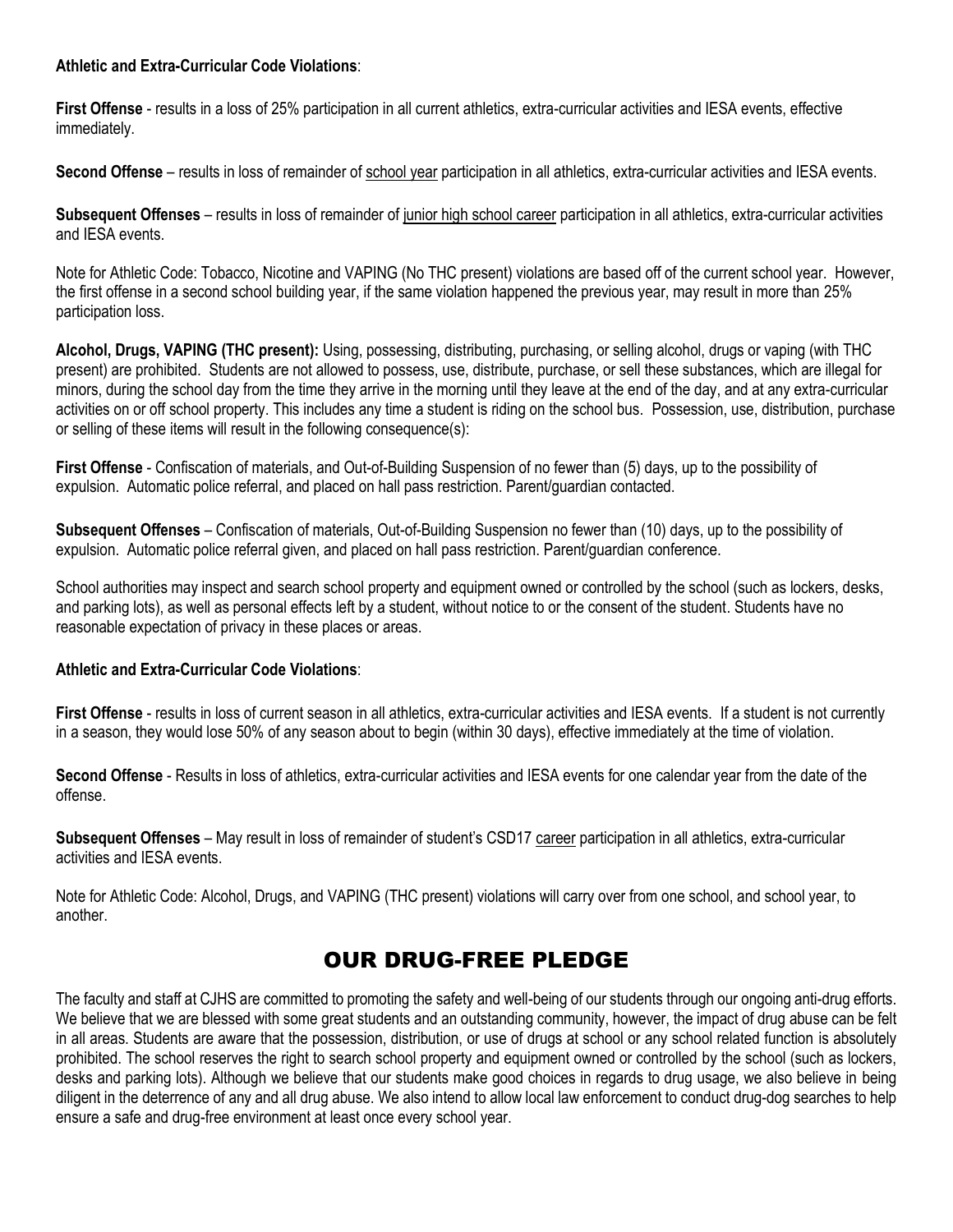**Athletic and Extra-Curricular Code Violations**:

**First Offense** - results in a loss of 25% participation in all current athletics, extra-curricular activities and IESA events, effective immediately.

**Second Offense** – results in loss of remainder of <u>school year</u> participation in all athletics, extra-curricular activities and IESA events.

**Subsequent Offenses** – results in loss of remainder of <u>junior high school career</u> participation in all athletics, extra-curricular activities and IESA events.

Note for Athletic Code: Tobacco, Nicotine and VAPING (No THC present) violations are based off of the current school year. However, the first offense in a second school building year, if the same violation happened the previous year, may result in more than 25% participation loss.

**Alcohol, Drugs, VAPING (THC present):** Using, possessing, distributing, purchasing, or selling alcohol, drugs or vaping (with THC present) are prohibited. Students are not allowed to possess, use, distribute, purchase, or sell these substances, which are illegal for minors, during the school day from the time they arrive in the morning until they leave at the end of the day, and at any extra-curricular activities on or off school property. This includes any time a student is riding on the school bus. Possession, use, distribution, purchase or selling of these items will result in the following consequence(s):

**First Offense** - Confiscation of materials, and Out-of-Building Suspension of no fewer than (5) days, up to the possibility of expulsion. Automatic police referral, and placed on hall pass restriction. Parent/guardian contacted.

**Subsequent Offenses** – Confiscation of materials, Out-of-Building Suspension no fewer than (10) days, up to the possibility of expulsion. Automatic police referral given, and placed on hall pass restriction. Parent/guardian conference.

School authorities may inspect and search school property and equipment owned or controlled by the school (such as lockers, desks, and parking lots), as well as personal effects left by a student, without notice to or the consent of the student. Students have no reasonable expectation of privacy in these places or areas.

**Athletic and Extra-Curricular Code Violations**:

**First Offense** - results in loss of current season in all athletics, extra-curricular activities and IESA events. If a student is not currently in a season, they would lose 50% of any season about to begin (within 30 days), effective immediately at the time of violation.

**Second Offense** - Results in loss of athletics, extra-curricular activities and IESA events for one calendar year from the date of the offense.

**Subsequent Offenses** – May result in loss of remainder of student's CSD17 <u>career</u> participation in all athletics, extra-curricular activities and IESA events.

Note for Athletic Code: Alcohol, Drugs, and VAPING (THC present) violations will carry over from one school, and school year, to another.

## OUR DRUG-FREE PLEDGE

The faculty and staff at CJHS are committed to promoting the safety and well-being of our students through our ongoing anti-drug efforts. We believe that we are blessed with some great students and an outstanding community, however, the impact of drug abuse can be felt in all areas. Students are aware that the possession, distribution, or use of drugs at school or any school related function is absolutely prohibited. The school reserves the right to search school property and equipment owned or controlled by the school (such as lockers, desks and parking lots). Although we believe that our students make good choices in regards to drug usage, we also believe in being diligent in the deterrence of any and all drug abuse. We also intend to allow local law enforcement to conduct drug-dog searches to help ensure a safe and drug-free environment at least once every school year.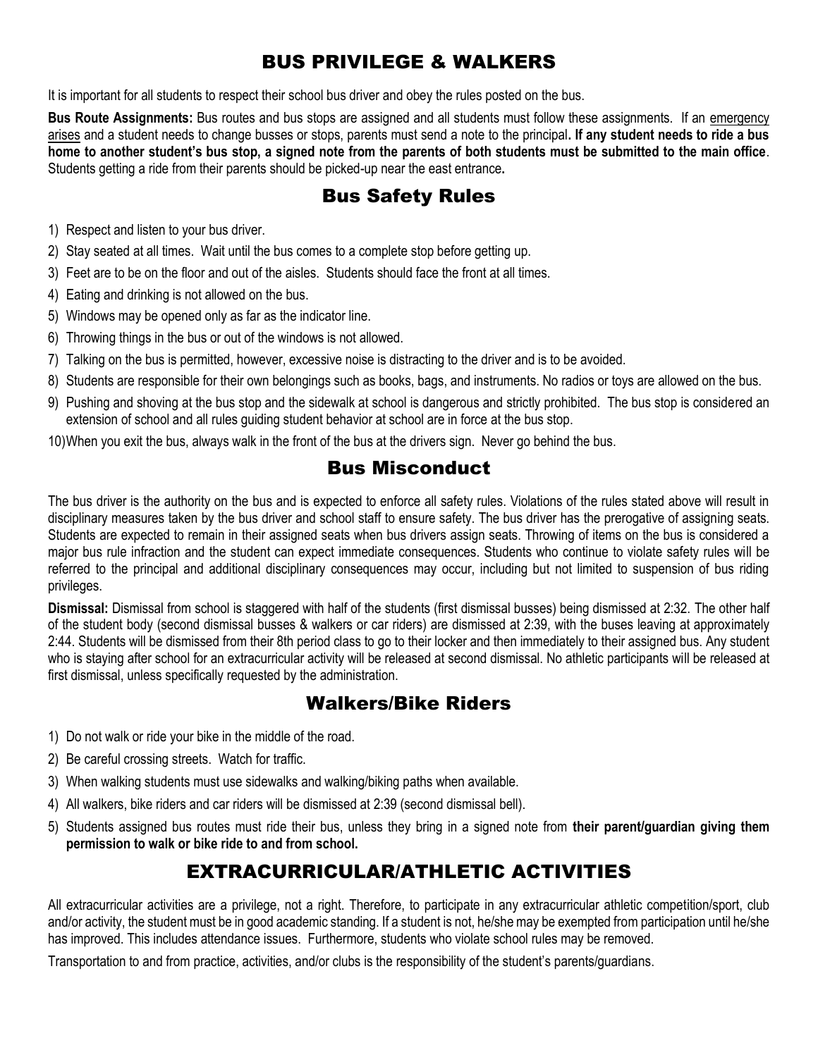# BUS PRIVILEGE & WALKERS

It is important for all students to respect their school bus driver and obey the rules posted on the bus.

**Bus Route Assignments:** Bus routes and bus stops are assigned and all students must follow these assignments. If an emergency arises and a student needs to change busses or stops, parents must send a note to the principal**. If any student needs to ride a bus home to another student's bus stop, a signed note from the parents of both students must be submitted to the main office**. Students getting a ride from their parents should be picked-up near the east entrance**.**

## Bus Safety Rules

1) Respect and listen to your bus driver.
2) Stay seated at all times. Wait until the bus comes to a complete stop before getting up.
3) Feet are to be on the floor and out of the aisles. Students should face the front at all times.
4) Eating and drinking is not allowed on the bus.
5) Windows may be opened only as far as the indicator line.
6) Throwing things in the bus or out of the windows is not allowed.
7) Talking on the bus is permitted, however, excessive noise is distracting to the driver and is to be avoided.
8) Students are responsible for their own belongings such as books, bags, and instruments. No radios or toys are allowed on the bus.
9) Pushing and shoving at the bus stop and the sidewalk at school is dangerous and strictly prohibited. The bus stop is considered an extension of school and all rules guiding student behavior at school are in force at the bus stop.
10) When you exit the bus, always walk in the front of the bus at the drivers sign. Never go behind the bus.

## Bus Misconduct

The bus driver is the authority on the bus and is expected to enforce all safety rules. Violations of the rules stated above will result in disciplinary measures taken by the bus driver and school staff to ensure safety. The bus driver has the prerogative of assigning seats. Students are expected to remain in their assigned seats when bus drivers assign seats. Throwing of items on the bus is considered a major bus rule infraction and the student can expect immediate consequences. Students who continue to violate safety rules will be referred to the principal and additional disciplinary consequences may occur, including but not limited to suspension of bus riding privileges.

**Dismissal:** Dismissal from school is staggered with half of the students (first dismissal busses) being dismissed at 2:32. The other half of the student body (second dismissal busses & walkers or car riders) are dismissed at 2:39, with the buses leaving at approximately 2:44. Students will be dismissed from their 8th period class to go to their locker and then immediately to their assigned bus. Any student who is staying after school for an extracurricular activity will be released at second dismissal. No athletic participants will be released at first dismissal, unless specifically requested by the administration.

## Walkers/Bike Riders

1) Do not walk or ride your bike in the middle of the road.
2) Be careful crossing streets. Watch for traffic.
3) When walking students must use sidewalks and walking/biking paths when available.
4) All walkers, bike riders and car riders will be dismissed at 2:39 (second dismissal bell).
5) Students assigned bus routes must ride their bus, unless they bring in a signed note from **their parent/guardian giving them permission to walk or bike ride to and from school.**

# EXTRACURRICULAR/ATHLETIC ACTIVITIES

All extracurricular activities are a privilege, not a right. Therefore, to participate in any extracurricular athletic competition/sport, club and/or activity, the student must be in good academic standing. If a student is not, he/she may be exempted from participation until he/she has improved. This includes attendance issues. Furthermore, students who violate school rules may be removed.

Transportation to and from practice, activities, and/or clubs is the responsibility of the student's parents/guardians.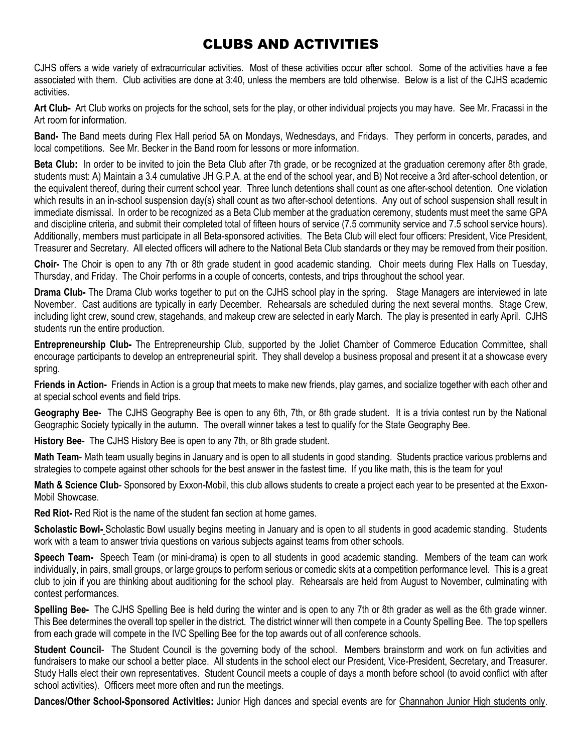# CLUBS AND ACTIVITIES

CJHS offers a wide variety of extracurricular activities. Most of these activities occur after school. Some of the activities have a fee associated with them. Club activities are done at 3:40, unless the members are told otherwise. Below is a list of the CJHS academic activities.

**Art Club-** Art Club works on projects for the school, sets for the play, or other individual projects you may have. See Mr. Fracassi in the Art room for information.

**Band-** The Band meets during Flex Hall period 5A on Mondays, Wednesdays, and Fridays. They perform in concerts, parades, and local competitions. See Mr. Becker in the Band room for lessons or more information.

**Beta Club:** In order to be invited to join the Beta Club after 7th grade, or be recognized at the graduation ceremony after 8th grade, students must: A) Maintain a 3.4 cumulative JH G.P.A. at the end of the school year, and B) Not receive a 3rd after-school detention, or the equivalent thereof, during their current school year. Three lunch detentions shall count as one after-school detention. One violation which results in an in-school suspension day(s) shall count as two after-school detentions. Any out of school suspension shall result in immediate dismissal. In order to be recognized as a Beta Club member at the graduation ceremony, students must meet the same GPA and discipline criteria, and submit their completed total of fifteen hours of service (7.5 community service and 7.5 school service hours). Additionally, members must participate in all Beta-sponsored activities. The Beta Club will elect four officers: President, Vice President, Treasurer and Secretary. All elected officers will adhere to the National Beta Club standards or they may be removed from their position.

**Choir-** The Choir is open to any 7th or 8th grade student in good academic standing. Choir meets during Flex Halls on Tuesday, Thursday, and Friday. The Choir performs in a couple of concerts, contests, and trips throughout the school year.

**Drama Club-** The Drama Club works together to put on the CJHS school play in the spring. Stage Managers are interviewed in late November. Cast auditions are typically in early December. Rehearsals are scheduled during the next several months. Stage Crew, including light crew, sound crew, stagehands, and makeup crew are selected in early March. The play is presented in early April. CJHS students run the entire production.

**Entrepreneurship Club-** The Entrepreneurship Club, supported by the Joliet Chamber of Commerce Education Committee, shall encourage participants to develop an entrepreneurial spirit. They shall develop a business proposal and present it at a showcase every spring.

**Friends in Action-** Friends in Action is a group that meets to make new friends, play games, and socialize together with each other and at special school events and field trips.

**Geography Bee-** The CJHS Geography Bee is open to any 6th, 7th, or 8th grade student. It is a trivia contest run by the National Geographic Society typically in the autumn. The overall winner takes a test to qualify for the State Geography Bee.

**History Bee-** The CJHS History Bee is open to any 7th, or 8th grade student.

**Math Team**- Math team usually begins in January and is open to all students in good standing. Students practice various problems and strategies to compete against other schools for the best answer in the fastest time. If you like math, this is the team for you!

**Math & Science Club**- Sponsored by Exxon-Mobil, this club allows students to create a project each year to be presented at the Exxon-Mobil Showcase.

**Red Riot-** Red Riot is the name of the student fan section at home games.

**Scholastic Bowl-** Scholastic Bowl usually begins meeting in January and is open to all students in good academic standing. Students work with a team to answer trivia questions on various subjects against teams from other schools.

**Speech Team-** Speech Team (or mini-drama) is open to all students in good academic standing. Members of the team can work individually, in pairs, small groups, or large groups to perform serious or comedic skits at a competition performance level. This is a great club to join if you are thinking about auditioning for the school play. Rehearsals are held from August to November, culminating with contest performances.

**Spelling Bee-** The CJHS Spelling Bee is held during the winter and is open to any 7th or 8th grader as well as the 6th grade winner. This Bee determines the overall top speller in the district. The district winner will then compete in a County Spelling Bee. The top spellers from each grade will compete in the IVC Spelling Bee for the top awards out of all conference schools.

**Student Council**- The Student Council is the governing body of the school. Members brainstorm and work on fun activities and fundraisers to make our school a better place. All students in the school elect our President, Vice-President, Secretary, and Treasurer. Study Halls elect their own representatives. Student Council meets a couple of days a month before school (to avoid conflict with after school activities). Officers meet more often and run the meetings.

**Dances/Other School-Sponsored Activities:** Junior High dances and special events are for Channahon Junior High students only.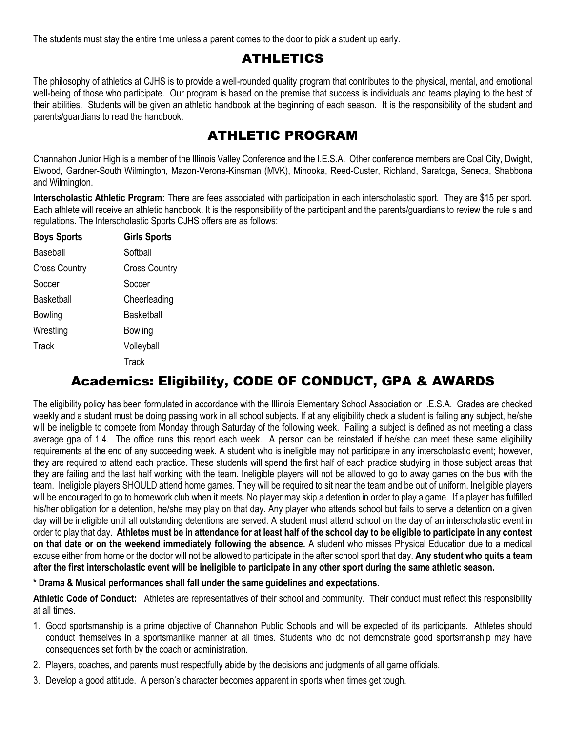The students must stay the entire time unless a parent comes to the door to pick a student up early.

## ATHLETICS

The philosophy of athletics at CJHS is to provide a well-rounded quality program that contributes to the physical, mental, and emotional well-being of those who participate. Our program is based on the premise that success is individuals and teams playing to the best of their abilities. Students will be given an athletic handbook at the beginning of each season. It is the responsibility of the student and parents/guardians to read the handbook.

## ATHLETIC PROGRAM

Channahon Junior High is a member of the Illinois Valley Conference and the I.E.S.A. Other conference members are Coal City, Dwight, Elwood, Gardner-South Wilmington, Mazon-Verona-Kinsman (MVK), Minooka, Reed-Custer, Richland, Saratoga, Seneca, Shabbona and Wilmington.

**Interscholastic Athletic Program:** There are fees associated with participation in each interscholastic sport. They are $15 per sport. Each athlete will receive an athletic handbook. It is the responsibility of the participant and the parents/guardians to review the rule s and regulations. The Interscholastic Sports CJHS offers are as follows:

| **Boys Sports** | **Girls Sports** |
|---|---|
| Baseball | Softball |
| Cross Country | Cross Country |
| Soccer | Soccer |
| Basketball | Cheerleading |
| Bowling | Basketball |
| Wrestling | Bowling |
| Track | Volleyball |
| | Track |

## Academics: Eligibility, CODE OF CONDUCT, GPA & AWARDS

The eligibility policy has been formulated in accordance with the Illinois Elementary School Association or I.E.S.A. Grades are checked weekly and a student must be doing passing work in all school subjects. If at any eligibility check a student is failing any subject, he/she will be ineligible to compete from Monday through Saturday of the following week. Failing a subject is defined as not meeting a class average gpa of 1.4. The office runs this report each week. A person can be reinstated if he/she can meet these same eligibility requirements at the end of any succeeding week. A student who is ineligible may not participate in any interscholastic event; however, they are required to attend each practice. These students will spend the first half of each practice studying in those subject areas that they are failing and the last half working with the team. Ineligible players will not be allowed to go to away games on the bus with the team. Ineligible players SHOULD attend home games. They will be required to sit near the team and be out of uniform. Ineligible players will be encouraged to go to homework club when it meets. No player may skip a detention in order to play a game. If a player has fulfilled his/her obligation for a detention, he/she may play on that day. Any player who attends school but fails to serve a detention on a given day will be ineligible until all outstanding detentions are served. A student must attend school on the day of an interscholastic event in order to play that day. **Athletes must be in attendance for at least half of the school day to be eligible to participate in any contest on that date or on the weekend immediately following the absence.** A student who misses Physical Education due to a medical excuse either from home or the doctor will not be allowed to participate in the after school sport that day. **Any student who quits a team after the first interscholastic event will be ineligible to participate in any other sport during the same athletic season.**

**\* Drama & Musical performances shall fall under the same guidelines and expectations.**

**Athletic Code of Conduct:** Athletes are representatives of their school and community. Their conduct must reflect this responsibility at all times.

1. Good sportsmanship is a prime objective of Channahon Public Schools and will be expected of its participants. Athletes should conduct themselves in a sportsmanlike manner at all times. Students who do not demonstrate good sportsmanship may have consequences set forth by the coach or administration.
2. Players, coaches, and parents must respectfully abide by the decisions and judgments of all game officials.
3. Develop a good attitude. A person's character becomes apparent in sports when times get tough.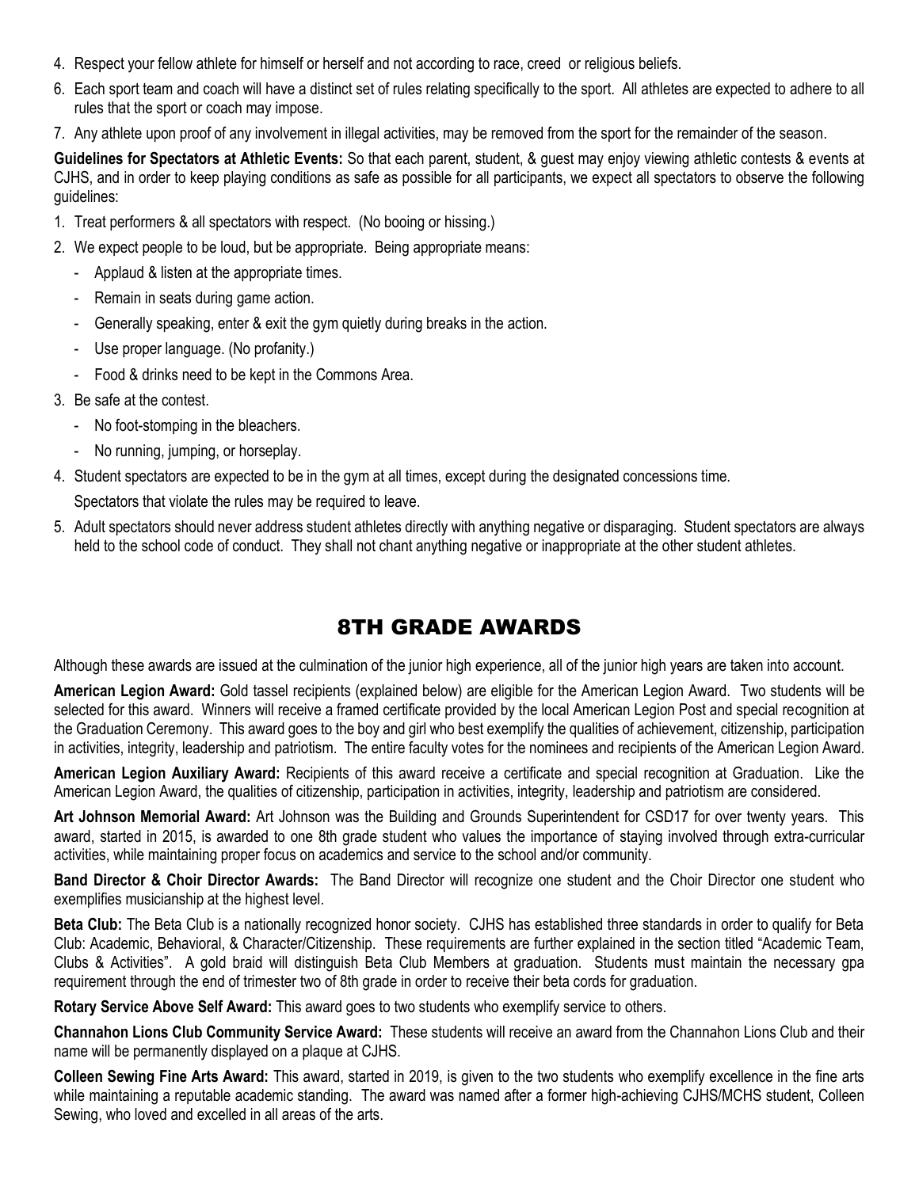4. Respect your fellow athlete for himself or herself and not according to race, creed or religious beliefs.
6. Each sport team and coach will have a distinct set of rules relating specifically to the sport. All athletes are expected to adhere to all rules that the sport or coach may impose.
7. Any athlete upon proof of any involvement in illegal activities, may be removed from the sport for the remainder of the season.

**Guidelines for Spectators at Athletic Events:** So that each parent, student, & guest may enjoy viewing athletic contests & events at CJHS, and in order to keep playing conditions as safe as possible for all participants, we expect all spectators to observe the following guidelines:

1. Treat performers & all spectators with respect. (No booing or hissing.)
2. We expect people to be loud, but be appropriate. Being appropriate means:
   - Applaud & listen at the appropriate times.
   - Remain in seats during game action.
   - Generally speaking, enter & exit the gym quietly during breaks in the action.
   - Use proper language. (No profanity.)
   - Food & drinks need to be kept in the Commons Area.
3. Be safe at the contest.
   - No foot-stomping in the bleachers.
   - No running, jumping, or horseplay.
4. Student spectators are expected to be in the gym at all times, except during the designated concessions time.

   Spectators that violate the rules may be required to leave.
5. Adult spectators should never address student athletes directly with anything negative or disparaging. Student spectators are always held to the school code of conduct. They shall not chant anything negative or inappropriate at the other student athletes.

## 8TH GRADE AWARDS

Although these awards are issued at the culmination of the junior high experience, all of the junior high years are taken into account.

**American Legion Award:** Gold tassel recipients (explained below) are eligible for the American Legion Award. Two students will be selected for this award. Winners will receive a framed certificate provided by the local American Legion Post and special recognition at the Graduation Ceremony. This award goes to the boy and girl who best exemplify the qualities of achievement, citizenship, participation in activities, integrity, leadership and patriotism. The entire faculty votes for the nominees and recipients of the American Legion Award.

**American Legion Auxiliary Award:** Recipients of this award receive a certificate and special recognition at Graduation. Like the American Legion Award, the qualities of citizenship, participation in activities, integrity, leadership and patriotism are considered.

**Art Johnson Memorial Award:** Art Johnson was the Building and Grounds Superintendent for CSD17 for over twenty years. This award, started in 2015, is awarded to one 8th grade student who values the importance of staying involved through extra-curricular activities, while maintaining proper focus on academics and service to the school and/or community.

**Band Director & Choir Director Awards:** The Band Director will recognize one student and the Choir Director one student who exemplifies musicianship at the highest level.

**Beta Club:** The Beta Club is a nationally recognized honor society. CJHS has established three standards in order to qualify for Beta Club: Academic, Behavioral, & Character/Citizenship. These requirements are further explained in the section titled "Academic Team, Clubs & Activities". A gold braid will distinguish Beta Club Members at graduation. Students must maintain the necessary gpa requirement through the end of trimester two of 8th grade in order to receive their beta cords for graduation.

**Rotary Service Above Self Award:** This award goes to two students who exemplify service to others.

**Channahon Lions Club Community Service Award:** These students will receive an award from the Channahon Lions Club and their name will be permanently displayed on a plaque at CJHS.

**Colleen Sewing Fine Arts Award:** This award, started in 2019, is given to the two students who exemplify excellence in the fine arts while maintaining a reputable academic standing. The award was named after a former high-achieving CJHS/MCHS student, Colleen Sewing, who loved and excelled in all areas of the arts.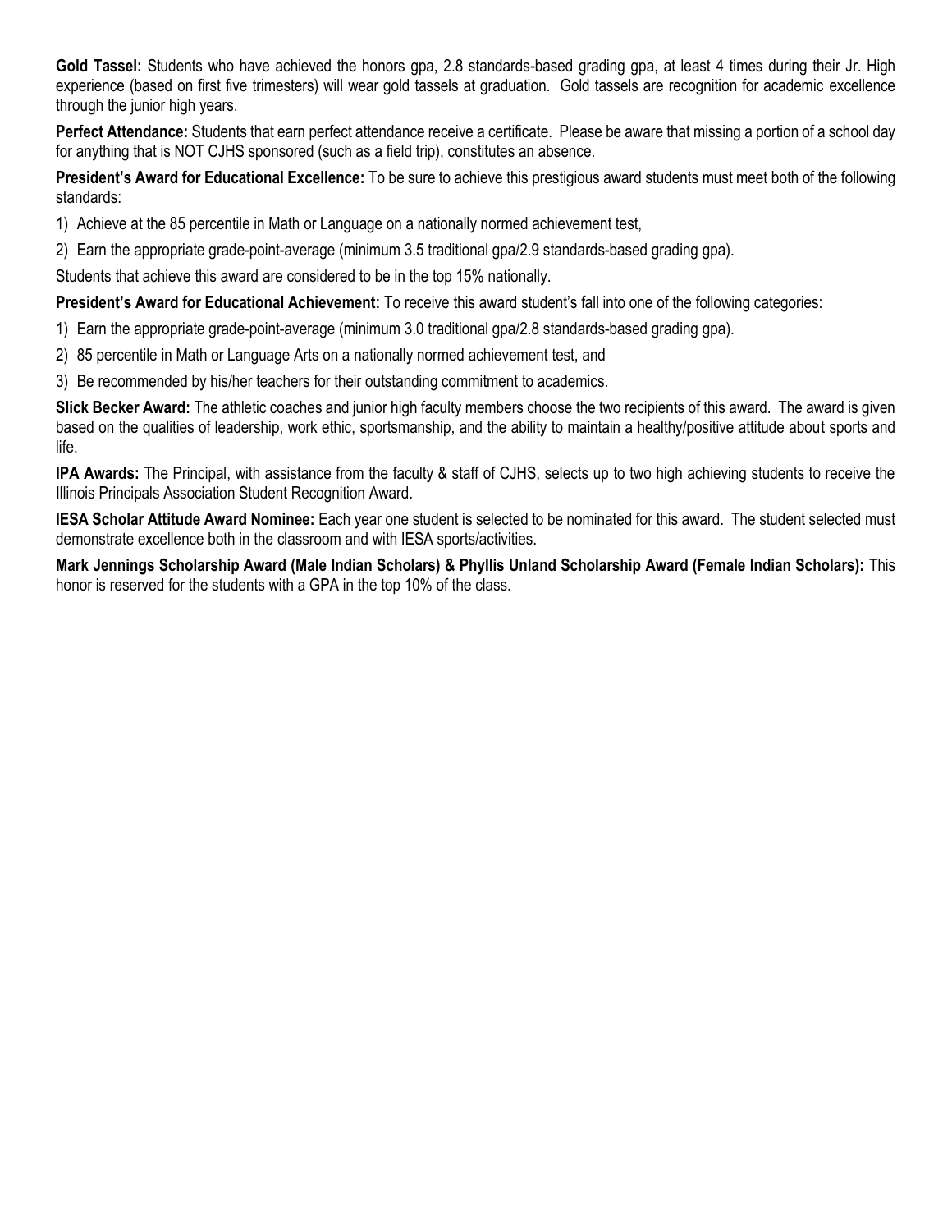**Gold Tassel:** Students who have achieved the honors gpa, 2.8 standards-based grading gpa, at least 4 times during their Jr. High experience (based on first five trimesters) will wear gold tassels at graduation. Gold tassels are recognition for academic excellence through the junior high years.

**Perfect Attendance:** Students that earn perfect attendance receive a certificate. Please be aware that missing a portion of a school day for anything that is NOT CJHS sponsored (such as a field trip), constitutes an absence.

**President's Award for Educational Excellence:** To be sure to achieve this prestigious award students must meet both of the following standards:

1) Achieve at the 85 percentile in Math or Language on a nationally normed achievement test,
2) Earn the appropriate grade-point-average (minimum 3.5 traditional gpa/2.9 standards-based grading gpa).

Students that achieve this award are considered to be in the top 15% nationally.

**President's Award for Educational Achievement:** To receive this award student's fall into one of the following categories:

1) Earn the appropriate grade-point-average (minimum 3.0 traditional gpa/2.8 standards-based grading gpa).
2) 85 percentile in Math or Language Arts on a nationally normed achievement test, and
3) Be recommended by his/her teachers for their outstanding commitment to academics.

**Slick Becker Award:** The athletic coaches and junior high faculty members choose the two recipients of this award. The award is given based on the qualities of leadership, work ethic, sportsmanship, and the ability to maintain a healthy/positive attitude about sports and life.

**IPA Awards:** The Principal, with assistance from the faculty & staff of CJHS, selects up to two high achieving students to receive the Illinois Principals Association Student Recognition Award.

**IESA Scholar Attitude Award Nominee:** Each year one student is selected to be nominated for this award. The student selected must demonstrate excellence both in the classroom and with IESA sports/activities.

**Mark Jennings Scholarship Award (Male Indian Scholars) & Phyllis Unland Scholarship Award (Female Indian Scholars):** This honor is reserved for the students with a GPA in the top 10% of the class.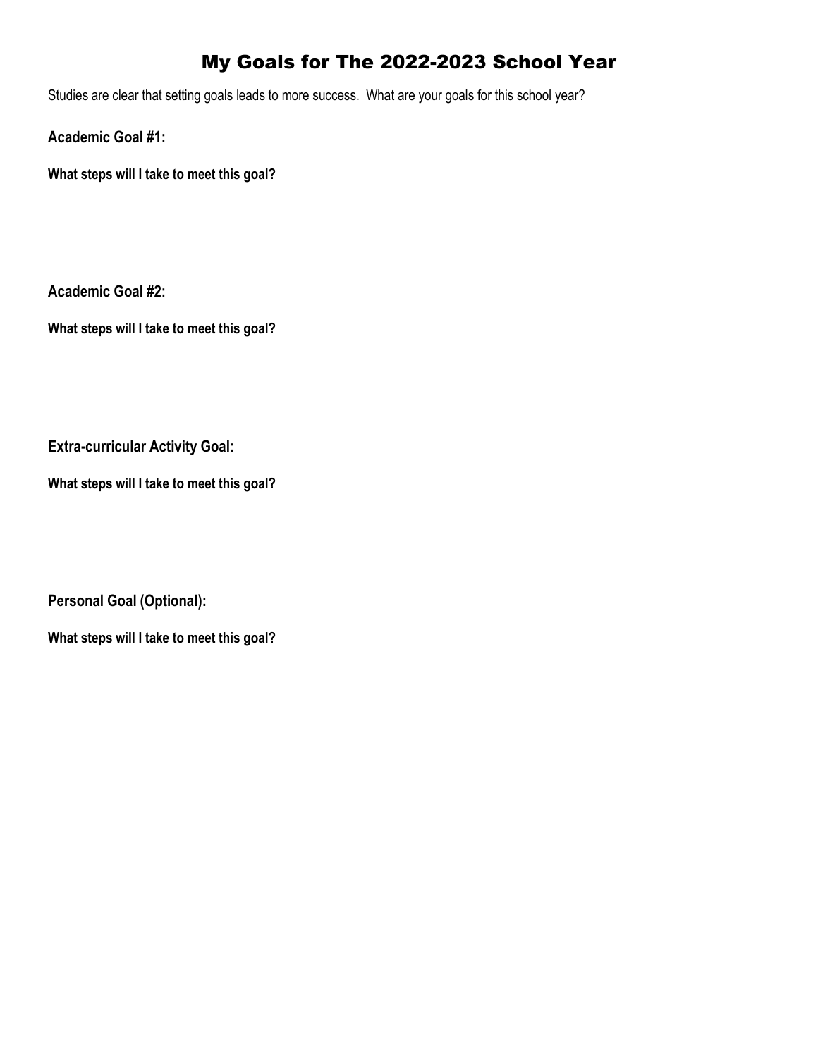# My Goals for The 2022-2023 School Year

Studies are clear that setting goals leads to more success. What are your goals for this school year?

**Academic Goal #1:**

**What steps will I take to meet this goal?**

**Academic Goal #2:**

**What steps will I take to meet this goal?**

**Extra-curricular Activity Goal:**

**What steps will I take to meet this goal?**

**Personal Goal (Optional):**

**What steps will I take to meet this goal?**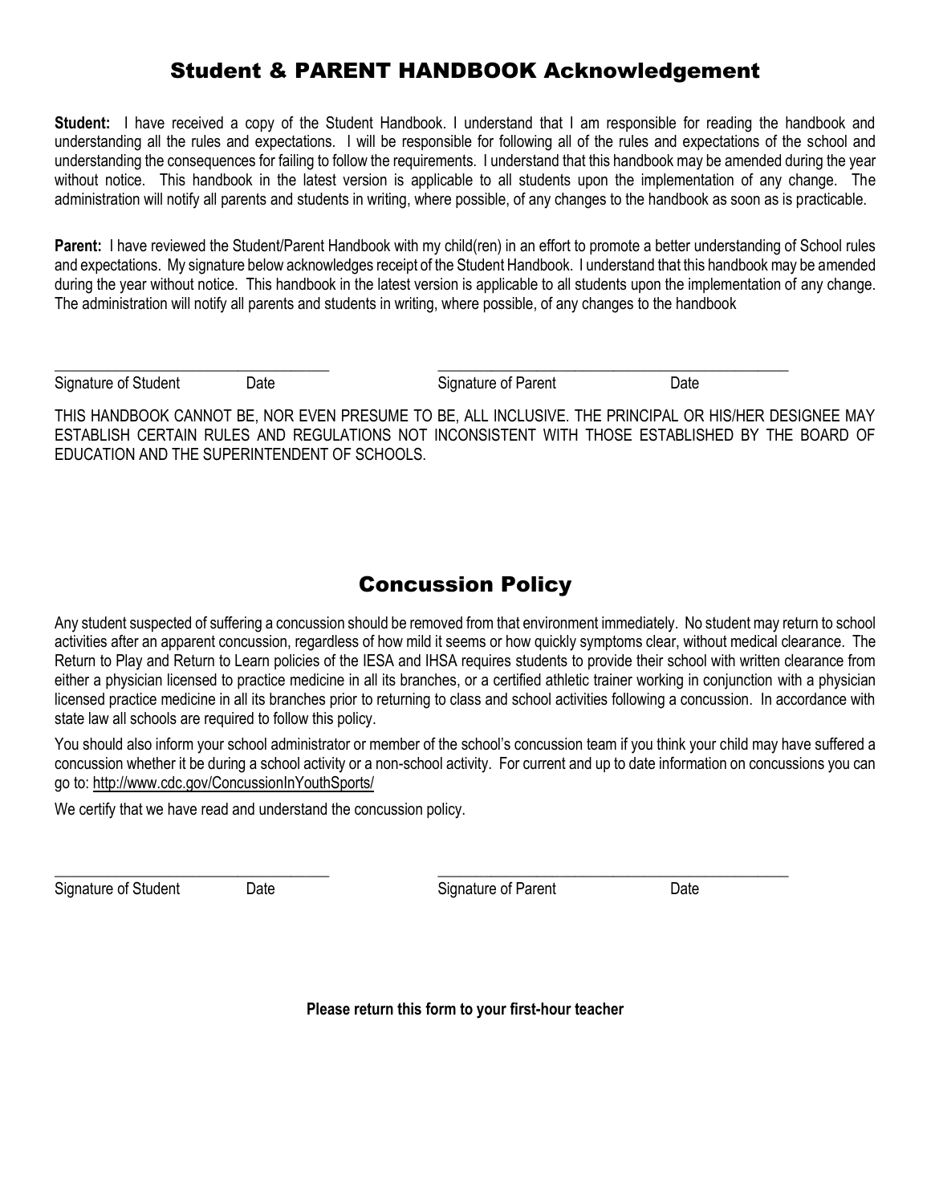# Student & PARENT HANDBOOK Acknowledgement

**Student:** I have received a copy of the Student Handbook. I understand that I am responsible for reading the handbook and understanding all the rules and expectations. I will be responsible for following all of the rules and expectations of the school and understanding the consequences for failing to follow the requirements. I understand that this handbook may be amended during the year without notice. This handbook in the latest version is applicable to all students upon the implementation of any change. The administration will notify all parents and students in writing, where possible, of any changes to the handbook as soon as is practicable.

**Parent:** I have reviewed the Student/Parent Handbook with my child(ren) in an effort to promote a better understanding of School rules and expectations. My signature below acknowledges receipt of the Student Handbook. I understand that this handbook may be amended during the year without notice. This handbook in the latest version is applicable to all students upon the implementation of any change. The administration will notify all parents and students in writing, where possible, of any changes to the handbook

\_\_\_\_\_\_\_\_\_\_\_\_\_\_\_\_\_\_\_\_\_\_\_\_\_\_\_\_\_\_\_\_\_\_\_\_ \_\_\_\_\_\_\_\_\_\_\_\_\_\_\_\_\_\_\_\_\_\_\_\_\_\_\_\_\_\_\_\_\_\_\_\_\_\_\_\_\_\_\_\_\_\_

Signature of Student Date Signature of Parent Date

THIS HANDBOOK CANNOT BE, NOR EVEN PRESUME TO BE, ALL INCLUSIVE. THE PRINCIPAL OR HIS/HER DESIGNEE MAY ESTABLISH CERTAIN RULES AND REGULATIONS NOT INCONSISTENT WITH THOSE ESTABLISHED BY THE BOARD OF EDUCATION AND THE SUPERINTENDENT OF SCHOOLS.

# Concussion Policy

Any student suspected of suffering a concussion should be removed from that environment immediately. No student may return to school activities after an apparent concussion, regardless of how mild it seems or how quickly symptoms clear, without medical clearance. The Return to Play and Return to Learn policies of the IESA and IHSA requires students to provide their school with written clearance from either a physician licensed to practice medicine in all its branches, or a certified athletic trainer working in conjunction with a physician licensed practice medicine in all its branches prior to returning to class and school activities following a concussion. In accordance with state law all schools are required to follow this policy.

You should also inform your school administrator or member of the school's concussion team if you think your child may have suffered a concussion whether it be during a school activity or a non-school activity. For current and up to date information on concussions you can go to: http://www.cdc.gov/ConcussionInYouthSports/

We certify that we have read and understand the concussion policy.

\_\_\_\_\_\_\_\_\_\_\_\_\_\_\_\_\_\_\_\_\_\_\_\_\_\_\_\_\_\_\_\_\_\_\_\_ \_\_\_\_\_\_\_\_\_\_\_\_\_\_\_\_\_\_\_\_\_\_\_\_\_\_\_\_\_\_\_\_\_\_\_\_\_\_\_\_\_\_\_\_\_\_

Signature of Student Date Signature of Parent Date

**Please return this form to your first-hour teacher**